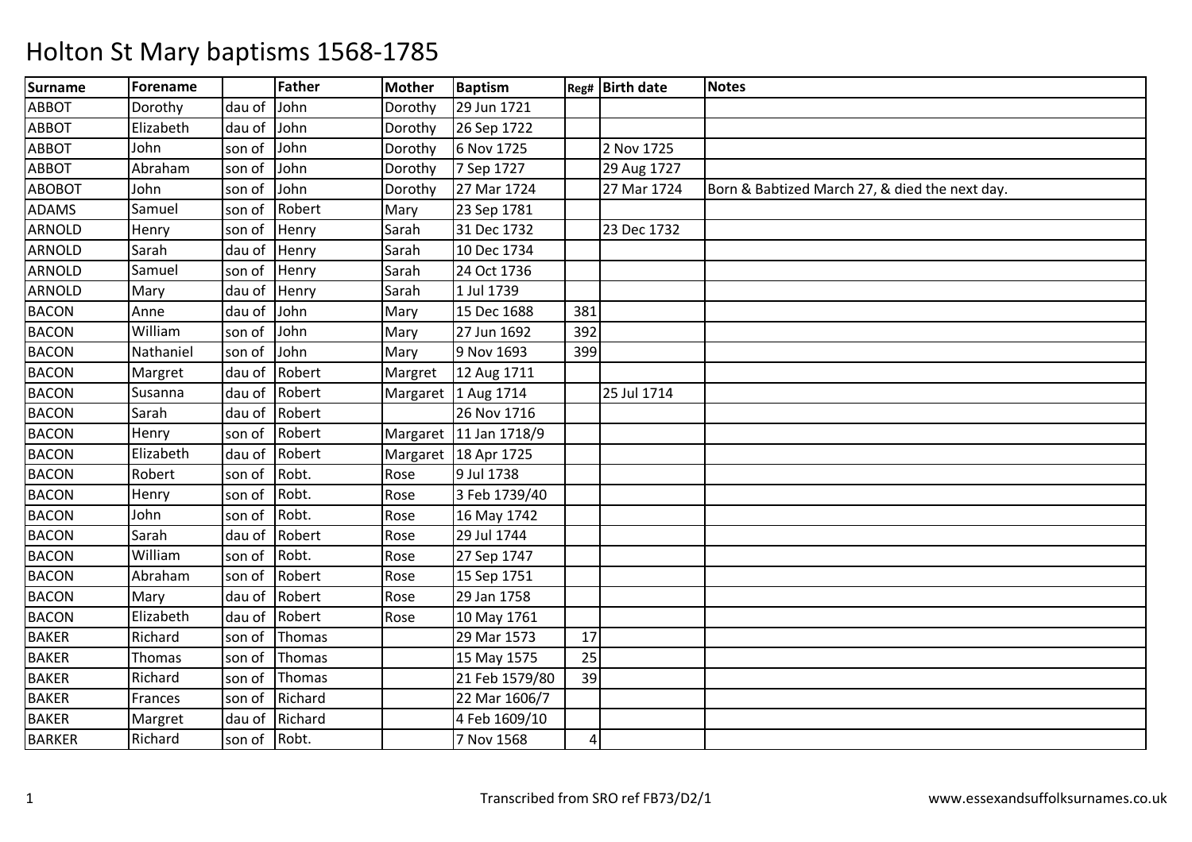# Holton St Mary baptisms 1568-1785

| Surname | Forename | | Father | Mother | Baptism | Reg# | Birth date | Notes |
|---|---|---|---|---|---|---|---|---|
| ABBOT | Dorothy | dau of | John | Dorothy | 29 Jun 1721 | | | |
| ABBOT | Elizabeth | dau of | John | Dorothy | 26 Sep 1722 | | | |
| ABBOT | John | son of | John | Dorothy | 6 Nov 1725 | | 2 Nov 1725 | |
| ABBOT | Abraham | son of | John | Dorothy | 7 Sep 1727 | | 29 Aug 1727 | |
| ABOBOT | John | son of | John | Dorothy | 27 Mar 1724 | | 27 Mar 1724 | Born & Babtized March 27, & died the next day. |
| ADAMS | Samuel | son of | Robert | Mary | 23 Sep 1781 | | | |
| ARNOLD | Henry | son of | Henry | Sarah | 31 Dec 1732 | | 23 Dec 1732 | |
| ARNOLD | Sarah | dau of | Henry | Sarah | 10 Dec 1734 | | | |
| ARNOLD | Samuel | son of | Henry | Sarah | 24 Oct 1736 | | | |
| ARNOLD | Mary | dau of | Henry | Sarah | 1 Jul 1739 | | | |
| BACON | Anne | dau of | John | Mary | 15 Dec 1688 | 381 | | |
| BACON | William | son of | John | Mary | 27 Jun 1692 | 392 | | |
| BACON | Nathaniel | son of | John | Mary | 9 Nov 1693 | 399 | | |
| BACON | Margret | dau of | Robert | Margret | 12 Aug 1711 | | | |
| BACON | Susanna | dau of | Robert | Margaret | 1 Aug 1714 | | 25 Jul 1714 | |
| BACON | Sarah | dau of | Robert | | 26 Nov 1716 | | | |
| BACON | Henry | son of | Robert | Margaret | 11 Jan 1718/9 | | | |
| BACON | Elizabeth | dau of | Robert | Margaret | 18 Apr 1725 | | | |
| BACON | Robert | son of | Robt. | Rose | 9 Jul 1738 | | | |
| BACON | Henry | son of | Robt. | Rose | 3 Feb 1739/40 | | | |
| BACON | John | son of | Robt. | Rose | 16 May 1742 | | | |
| BACON | Sarah | dau of | Robert | Rose | 29 Jul 1744 | | | |
| BACON | William | son of | Robt. | Rose | 27 Sep 1747 | | | |
| BACON | Abraham | son of | Robert | Rose | 15 Sep 1751 | | | |
| BACON | Mary | dau of | Robert | Rose | 29 Jan 1758 | | | |
| BACON | Elizabeth | dau of | Robert | Rose | 10 May 1761 | | | |
| BAKER | Richard | son of | Thomas | | 29 Mar 1573 | 17 | | |
| BAKER | Thomas | son of | Thomas | | 15 May 1575 | 25 | | |
| BAKER | Richard | son of | Thomas | | 21 Feb 1579/80 | 39 | | |
| BAKER | Frances | son of | Richard | | 22 Mar 1606/7 | | | |
| BAKER | Margret | dau of | Richard | | 4 Feb 1609/10 | | | |
| BARKER | Richard | son of | Robt. | | 7 Nov 1568 | 4 | | |

Transcribed from SRO ref FB73/D2/1

www.essexandsuffolksurnames.co.uk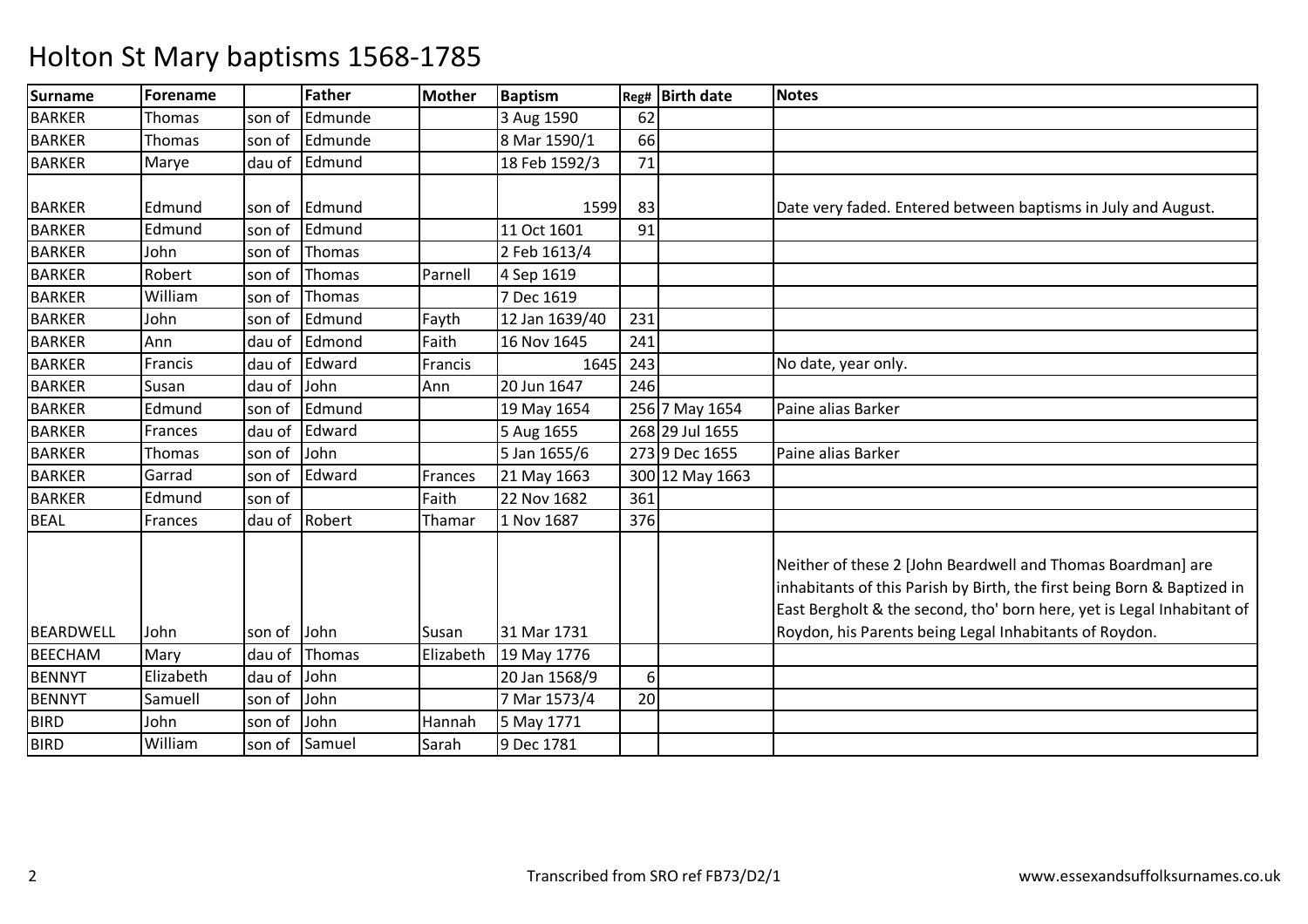# Holton St Mary baptisms 1568-1785

| Surname | Forename | | Father | Mother | Baptism | Reg# | Birth date | Notes |
|---|---|---|---|---|---|---|---|---|
| BARKER | Thomas | son of | Edmunde | | 3 Aug 1590 | 62 | | |
| BARKER | Thomas | son of | Edmunde | | 8 Mar 1590/1 | 66 | | |
| BARKER | Marye | dau of | Edmund | | 18 Feb 1592/3 | 71 | | |
| BARKER | Edmund | son of | Edmund | | 1599 | 83 | | Date very faded. Entered between baptisms in July and August. |
| BARKER | Edmund | son of | Edmund | | 11 Oct 1601 | 91 | | |
| BARKER | John | son of | Thomas | | 2 Feb 1613/4 | | | |
| BARKER | Robert | son of | Thomas | Parnell | 4 Sep 1619 | | | |
| BARKER | William | son of | Thomas | | 7 Dec 1619 | | | |
| BARKER | John | son of | Edmund | Fayth | 12 Jan 1639/40 | 231 | | |
| BARKER | Ann | dau of | Edmond | Faith | 16 Nov 1645 | 241 | | |
| BARKER | Francis | dau of | Edward | Francis | 1645 | 243 | | No date, year only. |
| BARKER | Susan | dau of | John | Ann | 20 Jun 1647 | 246 | | |
| BARKER | Edmund | son of | Edmund | | 19 May 1654 | 256 | 7 May 1654 | Paine alias Barker |
| BARKER | Frances | dau of | Edward | | 5 Aug 1655 | 268 | 29 Jul 1655 | |
| BARKER | Thomas | son of | John | | 5 Jan 1655/6 | 273 | 9 Dec 1655 | Paine alias Barker |
| BARKER | Garrad | son of | Edward | Frances | 21 May 1663 | 300 | 12 May 1663 | |
| BARKER | Edmund | son of | | Faith | 22 Nov 1682 | 361 | | |
| BEAL | Frances | dau of | Robert | Thamar | 1 Nov 1687 | 376 | | |
| BEARDWELL | John | son of | John | Susan | 31 Mar 1731 | | | Neither of these 2 [John Beardwell and Thomas Boardman] are inhabitants of this Parish by Birth, the first being Born & Baptized in East Bergholt & the second, tho' born here, yet is Legal Inhabitant of Roydon, his Parents being Legal Inhabitants of Roydon. |
| BEECHAM | Mary | dau of | Thomas | Elizabeth | 19 May 1776 | | | |
| BENNYT | Elizabeth | dau of | John | | 20 Jan 1568/9 | 6 | | |
| BENNYT | Samuell | son of | John | | 7 Mar 1573/4 | 20 | | |
| BIRD | John | son of | John | Hannah | 5 May 1771 | | | |
| BIRD | William | son of | Samuel | Sarah | 9 Dec 1781 | | | |

Transcribed from SRO ref FB73/D2/1

www.essexandsuffolksurnames.co.uk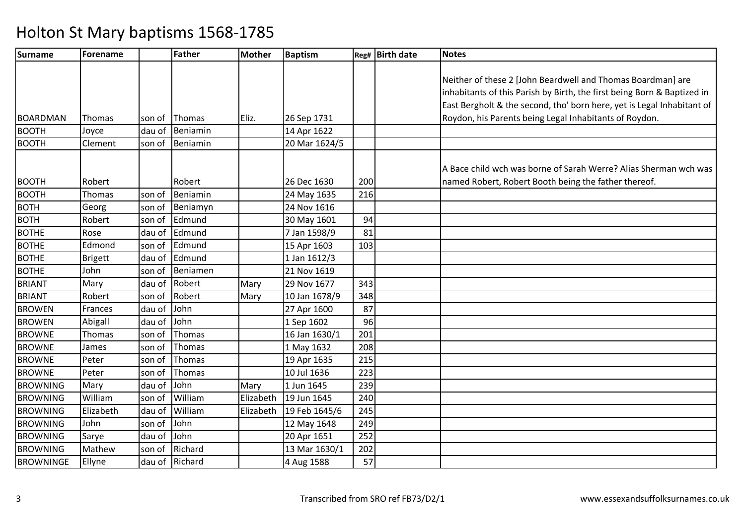# Holton St Mary baptisms 1568-1785

| Surname | Forename | | Father | Mother | Baptism | Reg# | Birth date | Notes |
|---|---|---|---|---|---|---|---|---|
| BOARDMAN | Thomas | son of | Thomas | Eliz. | 26 Sep 1731 | | | Neither of these 2 [John Beardwell and Thomas Boardman] are inhabitants of this Parish by Birth, the first being Born & Baptized in East Bergholt & the second, tho' born here, yet is Legal Inhabitant of Roydon, his Parents being Legal Inhabitants of Roydon. |
| BOOTH | Joyce | dau of | Beniamin | | 14 Apr 1622 | | | |
| BOOTH | Clement | son of | Beniamin | | 20 Mar 1624/5 | | | |
| BOOTH | Robert | | Robert | | 26 Dec 1630 | 200 | | A Bace child wch was borne of Sarah Werre? Alias Sherman wch was named Robert, Robert Booth being the father thereof. |
| BOOTH | Thomas | son of | Beniamin | | 24 May 1635 | 216 | | |
| BOTH | Georg | son of | Beniamyn | | 24 Nov 1616 | | | |
| BOTH | Robert | son of | Edmund | | 30 May 1601 | 94 | | |
| BOTHE | Rose | dau of | Edmund | | 7 Jan 1598/9 | 81 | | |
| BOTHE | Edmond | son of | Edmund | | 15 Apr 1603 | 103 | | |
| BOTHE | Brigett | dau of | Edmund | | 1 Jan 1612/3 | | | |
| BOTHE | John | son of | Beniamen | | 21 Nov 1619 | | | |
| BRIANT | Mary | dau of | Robert | Mary | 29 Nov 1677 | 343 | | |
| BRIANT | Robert | son of | Robert | Mary | 10 Jan 1678/9 | 348 | | |
| BROWEN | Frances | dau of | John | | 27 Apr 1600 | 87 | | |
| BROWEN | Abigall | dau of | John | | 1 Sep 1602 | 96 | | |
| BROWNE | Thomas | son of | Thomas | | 16 Jan 1630/1 | 201 | | |
| BROWNE | James | son of | Thomas | | 1 May 1632 | 208 | | |
| BROWNE | Peter | son of | Thomas | | 19 Apr 1635 | 215 | | |
| BROWNE | Peter | son of | Thomas | | 10 Jul 1636 | 223 | | |
| BROWNING | Mary | dau of | John | Mary | 1 Jun 1645 | 239 | | |
| BROWNING | William | son of | William | Elizabeth | 19 Jun 1645 | 240 | | |
| BROWNING | Elizabeth | dau of | William | Elizabeth | 19 Feb 1645/6 | 245 | | |
| BROWNING | John | son of | John | | 12 May 1648 | 249 | | |
| BROWNING | Sarye | dau of | John | | 20 Apr 1651 | 252 | | |
| BROWNING | Mathew | son of | Richard | | 13 Mar 1630/1 | 202 | | |
| BROWNINGE | Ellyne | dau of | Richard | | 4 Aug 1588 | 57 | | |

Transcribed from SRO ref FB73/D2/1 www.essexandsuffolksurnames.co.uk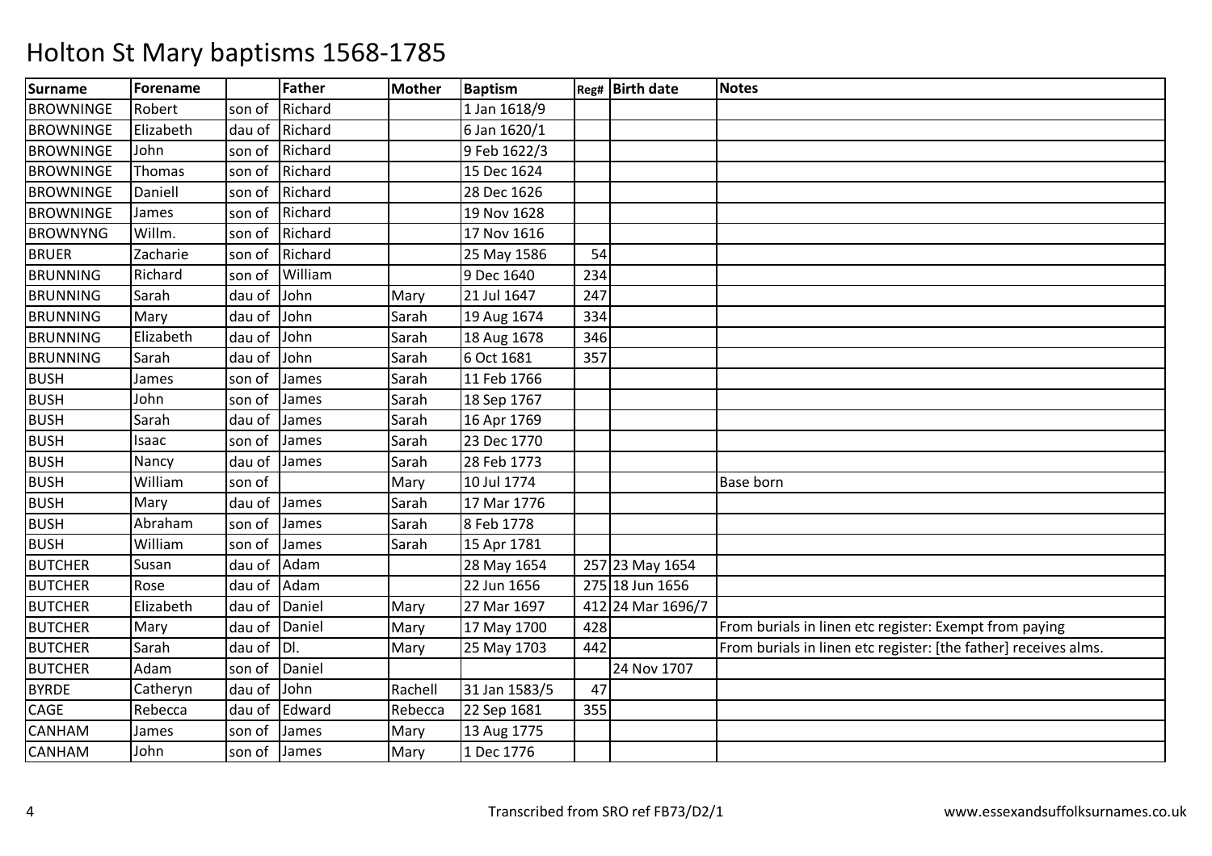# Holton St Mary baptisms 1568-1785

| Surname | Forename | | Father | Mother | Baptism | Reg# | Birth date | Notes |
|---|---|---|---|---|---|---|---|---|
| BROWNINGE | Robert | son of | Richard | | 1 Jan 1618/9 | | | |
| BROWNINGE | Elizabeth | dau of | Richard | | 6 Jan 1620/1 | | | |
| BROWNINGE | John | son of | Richard | | 9 Feb 1622/3 | | | |
| BROWNINGE | Thomas | son of | Richard | | 15 Dec 1624 | | | |
| BROWNINGE | Daniell | son of | Richard | | 28 Dec 1626 | | | |
| BROWNINGE | James | son of | Richard | | 19 Nov 1628 | | | |
| BROWNYNG | Willm. | son of | Richard | | 17 Nov 1616 | | | |
| BRUER | Zacharie | son of | Richard | | 25 May 1586 | 54 | | |
| BRUNNING | Richard | son of | William | | 9 Dec 1640 | 234 | | |
| BRUNNING | Sarah | dau of | John | Mary | 21 Jul 1647 | 247 | | |
| BRUNNING | Mary | dau of | John | Sarah | 19 Aug 1674 | 334 | | |
| BRUNNING | Elizabeth | dau of | John | Sarah | 18 Aug 1678 | 346 | | |
| BRUNNING | Sarah | dau of | John | Sarah | 6 Oct 1681 | 357 | | |
| BUSH | James | son of | James | Sarah | 11 Feb 1766 | | | |
| BUSH | John | son of | James | Sarah | 18 Sep 1767 | | | |
| BUSH | Sarah | dau of | James | Sarah | 16 Apr 1769 | | | |
| BUSH | Isaac | son of | James | Sarah | 23 Dec 1770 | | | |
| BUSH | Nancy | dau of | James | Sarah | 28 Feb 1773 | | | |
| BUSH | William | son of | | Mary | 10 Jul 1774 | | | Base born |
| BUSH | Mary | dau of | James | Sarah | 17 Mar 1776 | | | |
| BUSH | Abraham | son of | James | Sarah | 8 Feb 1778 | | | |
| BUSH | William | son of | James | Sarah | 15 Apr 1781 | | | |
| BUTCHER | Susan | dau of | Adam | | 28 May 1654 | 257 | 23 May 1654 | |
| BUTCHER | Rose | dau of | Adam | | 22 Jun 1656 | 275 | 18 Jun 1656 | |
| BUTCHER | Elizabeth | dau of | Daniel | Mary | 27 Mar 1697 | 412 | 24 Mar 1696/7 | |
| BUTCHER | Mary | dau of | Daniel | Mary | 17 May 1700 | 428 | | From burials in linen etc register: Exempt from paying |
| BUTCHER | Sarah | dau of | Dl. | Mary | 25 May 1703 | 442 | | From burials in linen etc register: [the father] receives alms. |
| BUTCHER | Adam | son of | Daniel | | | | 24 Nov 1707 | |
| BYRDE | Catheryn | dau of | John | Rachell | 31 Jan 1583/5 | 47 | | |
| CAGE | Rebecca | dau of | Edward | Rebecca | 22 Sep 1681 | 355 | | |
| CANHAM | James | son of | James | Mary | 13 Aug 1775 | | | |
| CANHAM | John | son of | James | Mary | 1 Dec 1776 | | | |

Transcribed from SRO ref FB73/D2/1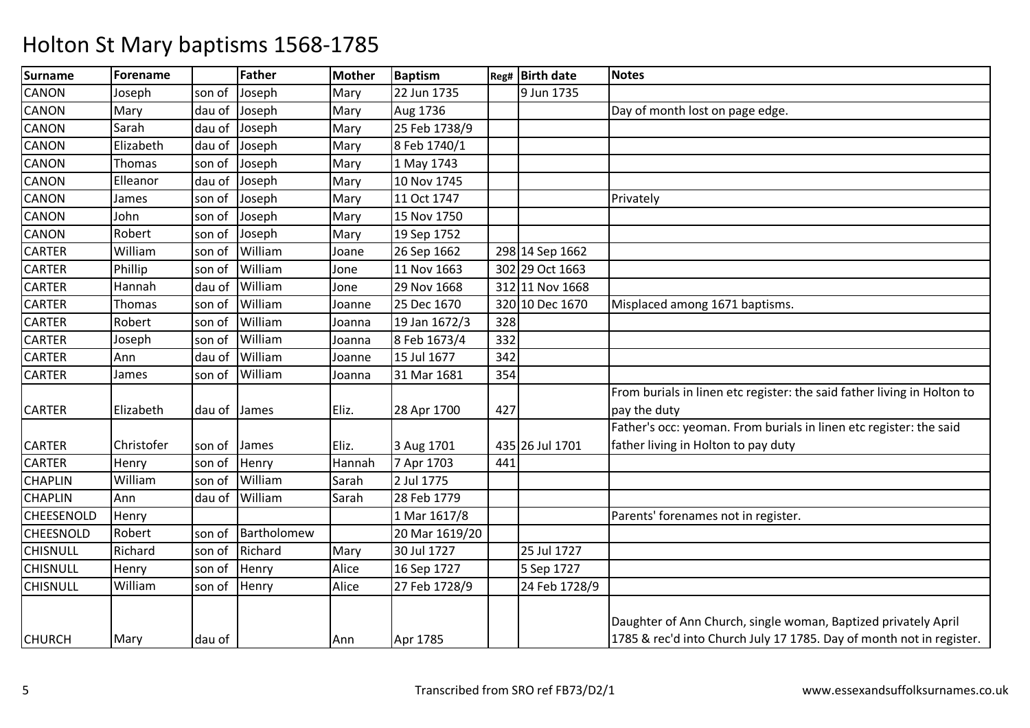# Holton St Mary baptisms 1568-1785

| Surname | Forename | | Father | Mother | Baptism | Reg# | Birth date | Notes |
|---|---|---|---|---|---|---|---|---|
| CANON | Joseph | son of | Joseph | Mary | 22 Jun 1735 | | 9 Jun 1735 | |
| CANON | Mary | dau of | Joseph | Mary | Aug 1736 | | | Day of month lost on page edge. |
| CANON | Sarah | dau of | Joseph | Mary | 25 Feb 1738/9 | | | |
| CANON | Elizabeth | dau of | Joseph | Mary | 8 Feb 1740/1 | | | |
| CANON | Thomas | son of | Joseph | Mary | 1 May 1743 | | | |
| CANON | Elleanor | dau of | Joseph | Mary | 10 Nov 1745 | | | |
| CANON | James | son of | Joseph | Mary | 11 Oct 1747 | | | Privately |
| CANON | John | son of | Joseph | Mary | 15 Nov 1750 | | | |
| CANON | Robert | son of | Joseph | Mary | 19 Sep 1752 | | | |
| CARTER | William | son of | William | Joane | 26 Sep 1662 | 298 | 14 Sep 1662 | |
| CARTER | Phillip | son of | William | Jone | 11 Nov 1663 | 302 | 29 Oct 1663 | |
| CARTER | Hannah | dau of | William | Jone | 29 Nov 1668 | 312 | 11 Nov 1668 | |
| CARTER | Thomas | son of | William | Joanne | 25 Dec 1670 | 320 | 10 Dec 1670 | Misplaced among 1671 baptisms. |
| CARTER | Robert | son of | William | Joanna | 19 Jan 1672/3 | 328 | | |
| CARTER | Joseph | son of | William | Joanna | 8 Feb 1673/4 | 332 | | |
| CARTER | Ann | dau of | William | Joanne | 15 Jul 1677 | 342 | | |
| CARTER | James | son of | William | Joanna | 31 Mar 1681 | 354 | | |
| CARTER | Elizabeth | dau of | James | Eliz. | 28 Apr 1700 | 427 | | From burials in linen etc register: the said father living in Holton to pay the duty |
| CARTER | Christofer | son of | James | Eliz. | 3 Aug 1701 | 435 | 26 Jul 1701 | Father's occ: yeoman. From burials in linen etc register: the said father living in Holton to pay duty |
| CARTER | Henry | son of | Henry | Hannah | 7 Apr 1703 | 441 | | |
| CHAPLIN | William | son of | William | Sarah | 2 Jul 1775 | | | |
| CHAPLIN | Ann | dau of | William | Sarah | 28 Feb 1779 | | | |
| CHEESENOLD | Henry | | | | 1 Mar 1617/8 | | | Parents' forenames not in register. |
| CHEESNOLD | Robert | son of | Bartholomew | | 20 Mar 1619/20 | | | |
| CHISNULL | Richard | son of | Richard | Mary | 30 Jul 1727 | | 25 Jul 1727 | |
| CHISNULL | Henry | son of | Henry | Alice | 16 Sep 1727 | | 5 Sep 1727 | |
| CHISNULL | William | son of | Henry | Alice | 27 Feb 1728/9 | | 24 Feb 1728/9 | |
| CHURCH | Mary | dau of | | Ann | Apr 1785 | | | Daughter of Ann Church, single woman, Baptized privately April 1785 & rec'd into Church July 17 1785. Day of month not in register. |

Transcribed from SRO ref FB73/D2/1 www.essexandsuffolksurnames.co.uk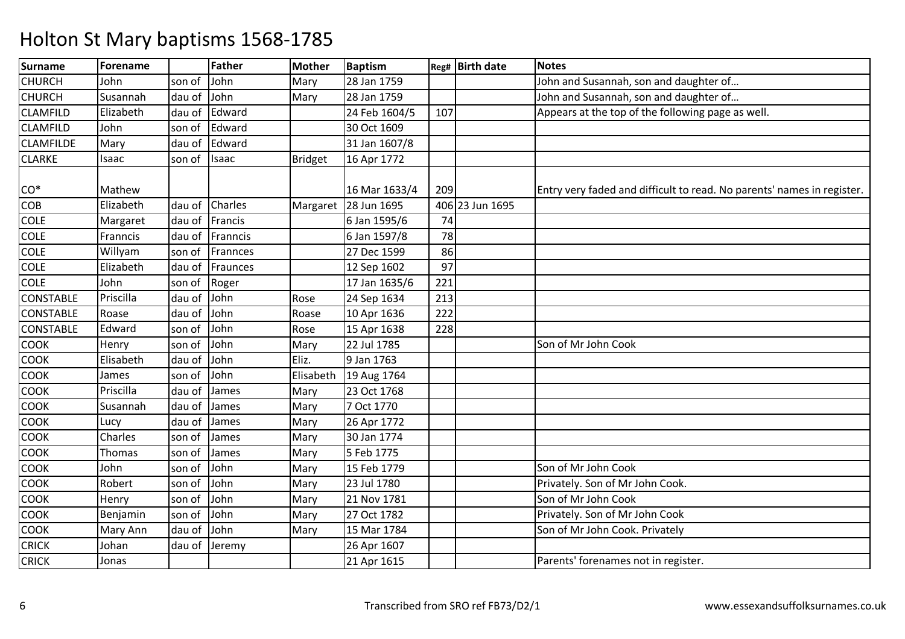# Holton St Mary baptisms 1568-1785

| Surname | Forename | | Father | Mother | Baptism | Reg# | Birth date | Notes |
|---|---|---|---|---|---|---|---|---|
| CHURCH | John | son of | John | Mary | 28 Jan 1759 | | | John and Susannah, son and daughter of… |
| CHURCH | Susannah | dau of | John | Mary | 28 Jan 1759 | | | John and Susannah, son and daughter of… |
| CLAMFILD | Elizabeth | dau of | Edward | | 24 Feb 1604/5 | 107 | | Appears at the top of the following page as well. |
| CLAMFILD | John | son of | Edward | | 30 Oct 1609 | | | |
| CLAMFILDE | Mary | dau of | Edward | | 31 Jan 1607/8 | | | |
| CLARKE | Isaac | son of | Isaac | Bridget | 16 Apr 1772 | | | |
| CO* | Mathew | | | | 16 Mar 1633/4 | 209 | | Entry very faded and difficult to read. No parents' names in register. |
| COB | Elizabeth | dau of | Charles | Margaret | 28 Jun 1695 | 406 | 23 Jun 1695 | |
| COLE | Margaret | dau of | Francis | | 6 Jan 1595/6 | 74 | | |
| COLE | Franncis | dau of | Franncis | | 6 Jan 1597/8 | 78 | | |
| COLE | Willyam | son of | Frannces | | 27 Dec 1599 | 86 | | |
| COLE | Elizabeth | dau of | Fraunces | | 12 Sep 1602 | 97 | | |
| COLE | John | son of | Roger | | 17 Jan 1635/6 | 221 | | |
| CONSTABLE | Priscilla | dau of | John | Rose | 24 Sep 1634 | 213 | | |
| CONSTABLE | Roase | dau of | John | Roase | 10 Apr 1636 | 222 | | |
| CONSTABLE | Edward | son of | John | Rose | 15 Apr 1638 | 228 | | |
| COOK | Henry | son of | John | Mary | 22 Jul 1785 | | | Son of Mr John Cook |
| COOK | Elisabeth | dau of | John | Eliz. | 9 Jan 1763 | | | |
| COOK | James | son of | John | Elisabeth | 19 Aug 1764 | | | |
| COOK | Priscilla | dau of | James | Mary | 23 Oct 1768 | | | |
| COOK | Susannah | dau of | James | Mary | 7 Oct 1770 | | | |
| COOK | Lucy | dau of | James | Mary | 26 Apr 1772 | | | |
| COOK | Charles | son of | James | Mary | 30 Jan 1774 | | | |
| COOK | Thomas | son of | James | Mary | 5 Feb 1775 | | | |
| COOK | John | son of | John | Mary | 15 Feb 1779 | | | Son of Mr John Cook |
| COOK | Robert | son of | John | Mary | 23 Jul 1780 | | | Privately. Son of Mr John Cook. |
| COOK | Henry | son of | John | Mary | 21 Nov 1781 | | | Son of Mr John Cook |
| COOK | Benjamin | son of | John | Mary | 27 Oct 1782 | | | Privately. Son of Mr John Cook |
| COOK | Mary Ann | dau of | John | Mary | 15 Mar 1784 | | | Son of Mr John Cook. Privately |
| CRICK | Johan | dau of | Jeremy | | 26 Apr 1607 | | | |
| CRICK | Jonas | | | | 21 Apr 1615 | | | Parents' forenames not in register. |

Transcribed from SRO ref FB73/D2/1 www.essexandsuffolksurnames.co.uk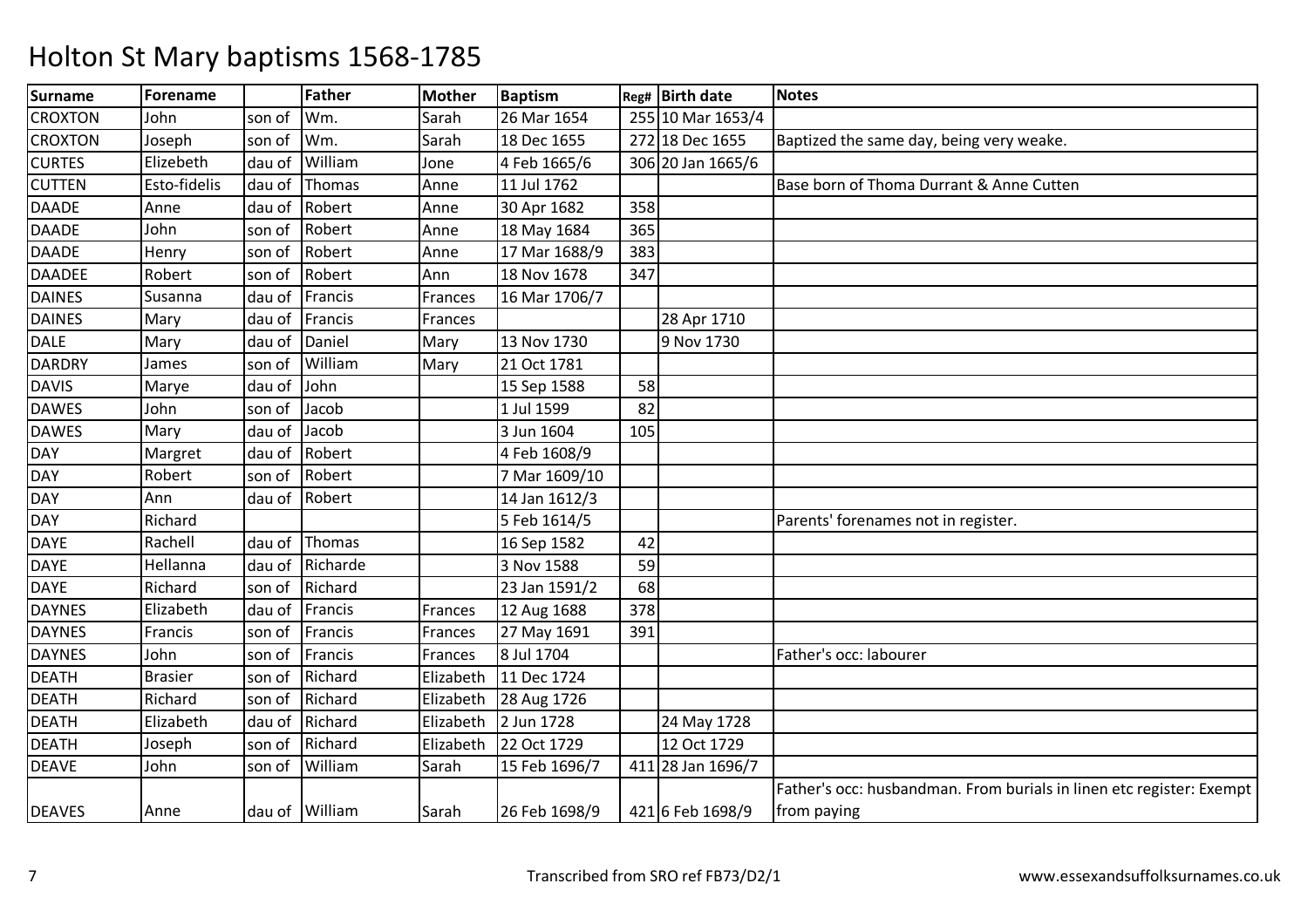# Holton St Mary baptisms 1568-1785

| Surname | Forename | | Father | Mother | Baptism | Reg# | Birth date | Notes |
|---|---|---|---|---|---|---|---|---|
| CROXTON | John | son of | Wm. | Sarah | 26 Mar 1654 | 255 | 10 Mar 1653/4 | |
| CROXTON | Joseph | son of | Wm. | Sarah | 18 Dec 1655 | 272 | 18 Dec 1655 | Baptized the same day, being very weake. |
| CURTES | Elizebeth | dau of | William | Jone | 4 Feb 1665/6 | 306 | 20 Jan 1665/6 | |
| CUTTEN | Esto-fidelis | dau of | Thomas | Anne | 11 Jul 1762 | | | Base born of Thoma Durrant & Anne Cutten |
| DAADE | Anne | dau of | Robert | Anne | 30 Apr 1682 | 358 | | |
| DAADE | John | son of | Robert | Anne | 18 May 1684 | 365 | | |
| DAADE | Henry | son of | Robert | Anne | 17 Mar 1688/9 | 383 | | |
| DAADEE | Robert | son of | Robert | Ann | 18 Nov 1678 | 347 | | |
| DAINES | Susanna | dau of | Francis | Frances | 16 Mar 1706/7 | | | |
| DAINES | Mary | dau of | Francis | Frances | | | 28 Apr 1710 | |
| DALE | Mary | dau of | Daniel | Mary | 13 Nov 1730 | | 9 Nov 1730 | |
| DARDRY | James | son of | William | Mary | 21 Oct 1781 | | | |
| DAVIS | Marye | dau of | John | | 15 Sep 1588 | 58 | | |
| DAWES | John | son of | Jacob | | 1 Jul 1599 | 82 | | |
| DAWES | Mary | dau of | Jacob | | 3 Jun 1604 | 105 | | |
| DAY | Margret | dau of | Robert | | 4 Feb 1608/9 | | | |
| DAY | Robert | son of | Robert | | 7 Mar 1609/10 | | | |
| DAY | Ann | dau of | Robert | | 14 Jan 1612/3 | | | |
| DAY | Richard | | | | 5 Feb 1614/5 | | | Parents' forenames not in register. |
| DAYE | Rachell | dau of | Thomas | | 16 Sep 1582 | 42 | | |
| DAYE | Hellanna | dau of | Richarde | | 3 Nov 1588 | 59 | | |
| DAYE | Richard | son of | Richard | | 23 Jan 1591/2 | 68 | | |
| DAYNES | Elizabeth | dau of | Francis | Frances | 12 Aug 1688 | 378 | | |
| DAYNES | Francis | son of | Francis | Frances | 27 May 1691 | 391 | | |
| DAYNES | John | son of | Francis | Frances | 8 Jul 1704 | | | Father's occ: labourer |
| DEATH | Brasier | son of | Richard | Elizabeth | 11 Dec 1724 | | | |
| DEATH | Richard | son of | Richard | Elizabeth | 28 Aug 1726 | | | |
| DEATH | Elizabeth | dau of | Richard | Elizabeth | 2 Jun 1728 | | 24 May 1728 | |
| DEATH | Joseph | son of | Richard | Elizabeth | 22 Oct 1729 | | 12 Oct 1729 | |
| DEAVE | John | son of | William | Sarah | 15 Feb 1696/7 | 411 | 28 Jan 1696/7 | |
| DEAVES | Anne | dau of | William | Sarah | 26 Feb 1698/9 | 421 | 6 Feb 1698/9 | Father's occ: husbandman. From burials in linen etc register: Exempt from paying |

Transcribed from SRO ref FB73/D2/1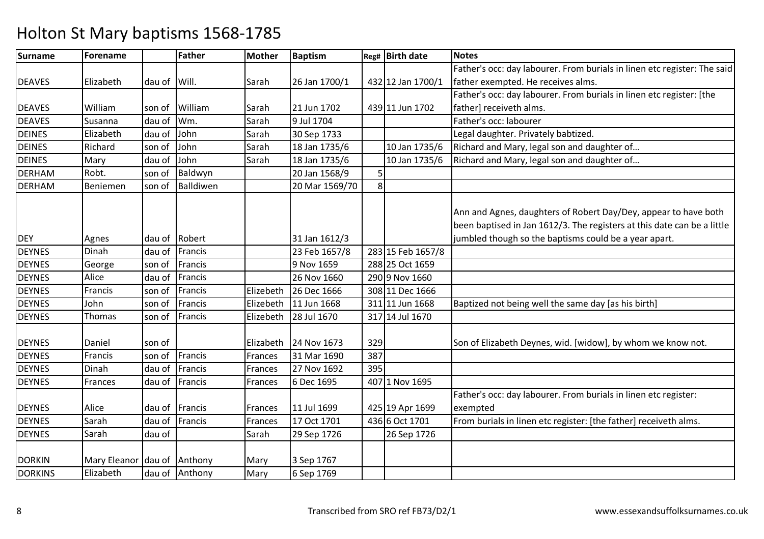# Holton St Mary baptisms 1568-1785

| Surname | Forename | | Father | Mother | Baptism | Reg# | Birth date | Notes |
|---|---|---|---|---|---|---|---|---|
| DEAVES | Elizabeth | dau of | Will. | Sarah | 26 Jan 1700/1 | 432 | 12 Jan 1700/1 | Father's occ: day labourer. From burials in linen etc register: The said father exempted. He receives alms. |
| DEAVES | William | son of | William | Sarah | 21 Jun 1702 | 439 | 11 Jun 1702 | Father's occ: day labourer. From burials in linen etc register: [the father] receiveth alms. |
| DEAVES | Susanna | dau of | Wm. | Sarah | 9 Jul 1704 | | | Father's occ: labourer |
| DEINES | Elizabeth | dau of | John | Sarah | 30 Sep 1733 | | | Legal daughter. Privately babtized. |
| DEINES | Richard | son of | John | Sarah | 18 Jan 1735/6 | | 10 Jan 1735/6 | Richard and Mary, legal son and daughter of… |
| DEINES | Mary | dau of | John | Sarah | 18 Jan 1735/6 | | 10 Jan 1735/6 | Richard and Mary, legal son and daughter of… |
| DERHAM | Robt. | son of | Baldwyn | | 20 Jan 1568/9 | 5 | | |
| DERHAM | Beniemen | son of | Balldiwen | | 20 Mar 1569/70 | 8 | | |
| DEY | Agnes | dau of | Robert | | 31 Jan 1612/3 | | | Ann and Agnes, daughters of Robert Day/Dey, appear to have both been baptised in Jan 1612/3. The registers at this date can be a little jumbled though so the baptisms could be a year apart. |
| DEYNES | Dinah | dau of | Francis | | 23 Feb 1657/8 | 283 | 15 Feb 1657/8 | |
| DEYNES | George | son of | Francis | | 9 Nov 1659 | 288 | 25 Oct 1659 | |
| DEYNES | Alice | dau of | Francis | | 26 Nov 1660 | 290 | 9 Nov 1660 | |
| DEYNES | Francis | son of | Francis | Elizebeth | 26 Dec 1666 | 308 | 11 Dec 1666 | |
| DEYNES | John | son of | Francis | Elizebeth | 11 Jun 1668 | 311 | 11 Jun 1668 | Baptized not being well the same day [as his birth] |
| DEYNES | Thomas | son of | Francis | Elizebeth | 28 Jul 1670 | 317 | 14 Jul 1670 | |
| DEYNES | Daniel | son of | | Elizabeth | 24 Nov 1673 | 329 | | Son of Elizabeth Deynes, wid. [widow], by whom we know not. |
| DEYNES | Francis | son of | Francis | Frances | 31 Mar 1690 | 387 | | |
| DEYNES | Dinah | dau of | Francis | Frances | 27 Nov 1692 | 395 | | |
| DEYNES | Frances | dau of | Francis | Frances | 6 Dec 1695 | 407 | 1 Nov 1695 | |
| DEYNES | Alice | dau of | Francis | Frances | 11 Jul 1699 | 425 | 19 Apr 1699 | Father's occ: day labourer. From burials in linen etc register: exempted |
| DEYNES | Sarah | dau of | Francis | Frances | 17 Oct 1701 | 436 | 6 Oct 1701 | From burials in linen etc register: [the father] receiveth alms. |
| DEYNES | Sarah | dau of | | Sarah | 29 Sep 1726 | | 26 Sep 1726 | |
| DORKIN | Mary Eleanor | dau of | Anthony | Mary | 3 Sep 1767 | | | |
| DORKINS | Elizabeth | dau of | Anthony | Mary | 6 Sep 1769 | | | |

Transcribed from SRO ref FB73/D2/1 www.essexandsuffolksurnames.co.uk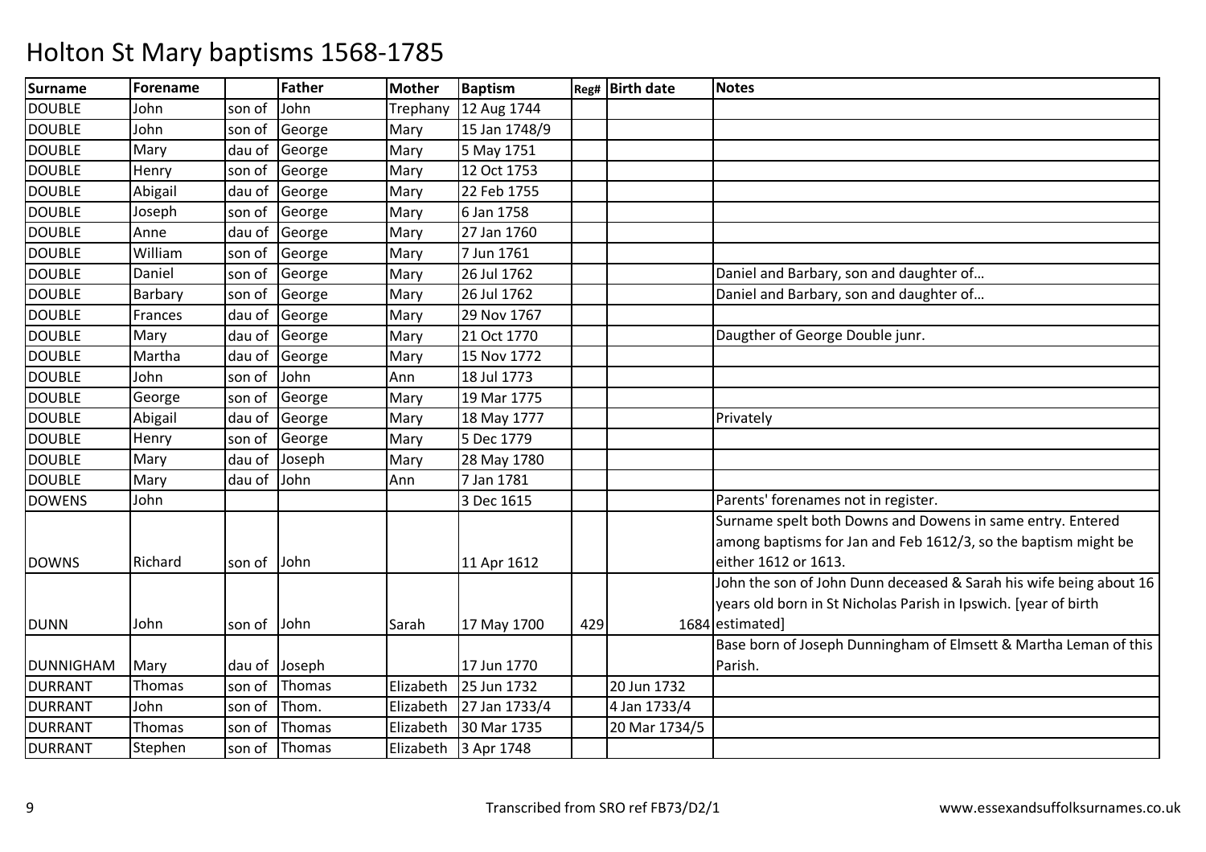# Holton St Mary baptisms 1568-1785

| Surname | Forename | | Father | Mother | Baptism | Reg# | Birth date | Notes |
|---|---|---|---|---|---|---|---|---|
| DOUBLE | John | son of | John | Trephany | 12 Aug 1744 | | | |
| DOUBLE | John | son of | George | Mary | 15 Jan 1748/9 | | | |
| DOUBLE | Mary | dau of | George | Mary | 5 May 1751 | | | |
| DOUBLE | Henry | son of | George | Mary | 12 Oct 1753 | | | |
| DOUBLE | Abigail | dau of | George | Mary | 22 Feb 1755 | | | |
| DOUBLE | Joseph | son of | George | Mary | 6 Jan 1758 | | | |
| DOUBLE | Anne | dau of | George | Mary | 27 Jan 1760 | | | |
| DOUBLE | William | son of | George | Mary | 7 Jun 1761 | | | |
| DOUBLE | Daniel | son of | George | Mary | 26 Jul 1762 | | | Daniel and Barbary, son and daughter of… |
| DOUBLE | Barbary | son of | George | Mary | 26 Jul 1762 | | | Daniel and Barbary, son and daughter of… |
| DOUBLE | Frances | dau of | George | Mary | 29 Nov 1767 | | | |
| DOUBLE | Mary | dau of | George | Mary | 21 Oct 1770 | | | Daugther of George Double junr. |
| DOUBLE | Martha | dau of | George | Mary | 15 Nov 1772 | | | |
| DOUBLE | John | son of | John | Ann | 18 Jul 1773 | | | |
| DOUBLE | George | son of | George | Mary | 19 Mar 1775 | | | |
| DOUBLE | Abigail | dau of | George | Mary | 18 May 1777 | | | Privately |
| DOUBLE | Henry | son of | George | Mary | 5 Dec 1779 | | | |
| DOUBLE | Mary | dau of | Joseph | Mary | 28 May 1780 | | | |
| DOUBLE | Mary | dau of | John | Ann | 7 Jan 1781 | | | |
| DOWENS | John | | | | 3 Dec 1615 | | | Parents' forenames not in register. |
| DOWNS | Richard | son of | John | | 11 Apr 1612 | | | Surname spelt both Downs and Dowens in same entry. Entered among baptisms for Jan and Feb 1612/3, so the baptism might be either 1612 or 1613. |
| DUNN | John | son of | John | Sarah | 17 May 1700 | 429 | 1684 | John the son of John Dunn deceased & Sarah his wife being about 16 years old born in St Nicholas Parish in Ipswich. [year of birth estimated] |
| DUNNIGHAM | Mary | dau of | Joseph | | 17 Jun 1770 | | | Base born of Joseph Dunningham of Elmsett & Martha Leman of this Parish. |
| DURRANT | Thomas | son of | Thomas | Elizabeth | 25 Jun 1732 | | 20 Jun 1732 | |
| DURRANT | John | son of | Thom. | Elizabeth | 27 Jan 1733/4 | | 4 Jan 1733/4 | |
| DURRANT | Thomas | son of | Thomas | Elizabeth | 30 Mar 1735 | | 20 Mar 1734/5 | |
| DURRANT | Stephen | son of | Thomas | Elizabeth | 3 Apr 1748 | | | |

Transcribed from SRO ref FB73/D2/1 www.essexandsuffolksurnames.co.uk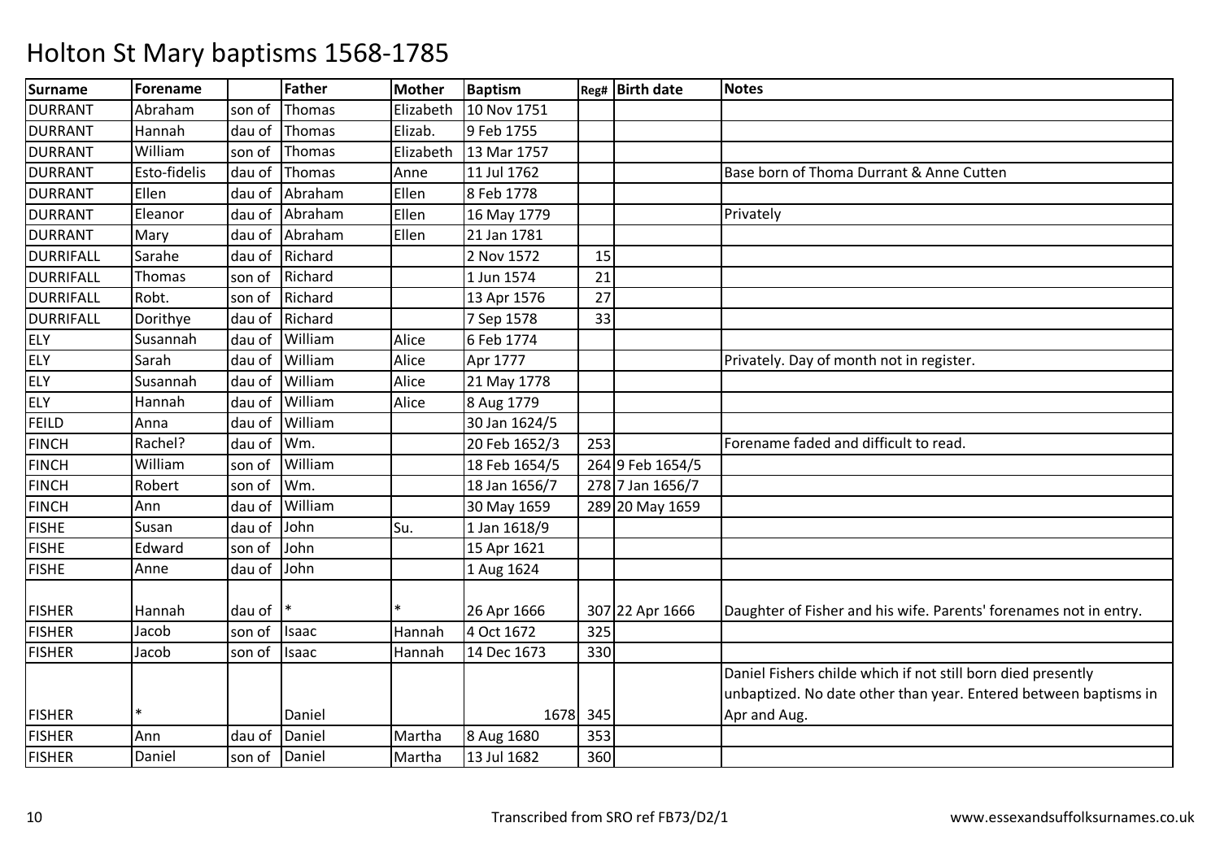# Holton St Mary baptisms 1568-1785

| Surname | Forename | | Father | Mother | Baptism | Reg# | Birth date | Notes |
|---|---|---|---|---|---|---|---|---|
| DURRANT | Abraham | son of | Thomas | Elizabeth | 10 Nov 1751 | | | |
| DURRANT | Hannah | dau of | Thomas | Elizab. | 9 Feb 1755 | | | |
| DURRANT | William | son of | Thomas | Elizabeth | 13 Mar 1757 | | | |
| DURRANT | Esto-fidelis | dau of | Thomas | Anne | 11 Jul 1762 | | | Base born of Thoma Durrant & Anne Cutten |
| DURRANT | Ellen | dau of | Abraham | Ellen | 8 Feb 1778 | | | |
| DURRANT | Eleanor | dau of | Abraham | Ellen | 16 May 1779 | | | Privately |
| DURRANT | Mary | dau of | Abraham | Ellen | 21 Jan 1781 | | | |
| DURRIFALL | Sarahe | dau of | Richard | | 2 Nov 1572 | 15 | | |
| DURRIFALL | Thomas | son of | Richard | | 1 Jun 1574 | 21 | | |
| DURRIFALL | Robt. | son of | Richard | | 13 Apr 1576 | 27 | | |
| DURRIFALL | Dorithye | dau of | Richard | | 7 Sep 1578 | 33 | | |
| ELY | Susannah | dau of | William | Alice | 6 Feb 1774 | | | |
| ELY | Sarah | dau of | William | Alice | Apr 1777 | | | Privately. Day of month not in register. |
| ELY | Susannah | dau of | William | Alice | 21 May 1778 | | | |
| ELY | Hannah | dau of | William | Alice | 8 Aug 1779 | | | |
| FEILD | Anna | dau of | William | | 30 Jan 1624/5 | | | |
| FINCH | Rachel? | dau of | Wm. | | 20 Feb 1652/3 | 253 | | Forename faded and difficult to read. |
| FINCH | William | son of | William | | 18 Feb 1654/5 | 264 | 9 Feb 1654/5 | |
| FINCH | Robert | son of | Wm. | | 18 Jan 1656/7 | 278 | 7 Jan 1656/7 | |
| FINCH | Ann | dau of | William | | 30 May 1659 | 289 | 20 May 1659 | |
| FISHE | Susan | dau of | John | Su. | 1 Jan 1618/9 | | | |
| FISHE | Edward | son of | John | | 15 Apr 1621 | | | |
| FISHE | Anne | dau of | John | | 1 Aug 1624 | | | |
| FISHER | Hannah | dau of | * | * | 26 Apr 1666 | 307 | 22 Apr 1666 | Daughter of Fisher and his wife. Parents' forenames not in entry. |
| FISHER | Jacob | son of | Isaac | Hannah | 4 Oct 1672 | 325 | | |
| FISHER | Jacob | son of | Isaac | Hannah | 14 Dec 1673 | 330 | | |
| FISHER | * | | Daniel | | 1678 | 345 | | Daniel Fishers childe which if not still born died presently unbaptized. No date other than year. Entered between baptisms in Apr and Aug. |
| FISHER | Ann | dau of | Daniel | Martha | 8 Aug 1680 | 353 | | |
| FISHER | Daniel | son of | Daniel | Martha | 13 Jul 1682 | 360 | | |

Transcribed from SRO ref FB73/D2/1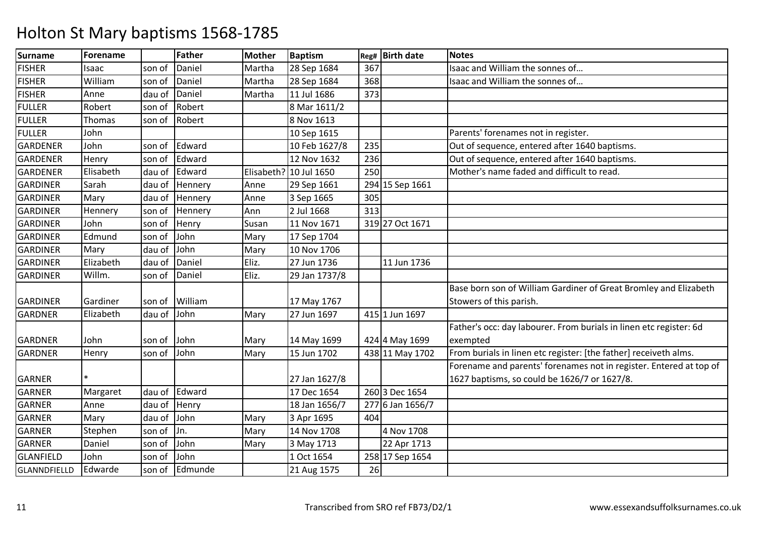# Holton St Mary baptisms 1568-1785

| Surname | Forename | | Father | Mother | Baptism | Reg# | Birth date | Notes |
|---|---|---|---|---|---|---|---|---|
| FISHER | Isaac | son of | Daniel | Martha | 28 Sep 1684 | 367 | | Isaac and William the sonnes of… |
| FISHER | William | son of | Daniel | Martha | 28 Sep 1684 | 368 | | Isaac and William the sonnes of… |
| FISHER | Anne | dau of | Daniel | Martha | 11 Jul 1686 | 373 | | |
| FULLER | Robert | son of | Robert | | 8 Mar 1611/2 | | | |
| FULLER | Thomas | son of | Robert | | 8 Nov 1613 | | | |
| FULLER | John | | | | 10 Sep 1615 | | | Parents' forenames not in register. |
| GARDENER | John | son of | Edward | | 10 Feb 1627/8 | 235 | | Out of sequence, entered after 1640 baptisms. |
| GARDENER | Henry | son of | Edward | | 12 Nov 1632 | 236 | | Out of sequence, entered after 1640 baptisms. |
| GARDENER | Elisabeth | dau of | Edward | Elisabeth? | 10 Jul 1650 | 250 | | Mother's name faded and difficult to read. |
| GARDINER | Sarah | dau of | Hennery | Anne | 29 Sep 1661 | 294 | 15 Sep 1661 | |
| GARDINER | Mary | dau of | Hennery | Anne | 3 Sep 1665 | 305 | | |
| GARDINER | Hennery | son of | Hennery | Ann | 2 Jul 1668 | 313 | | |
| GARDINER | John | son of | Henry | Susan | 11 Nov 1671 | 319 | 27 Oct 1671 | |
| GARDINER | Edmund | son of | John | Mary | 17 Sep 1704 | | | |
| GARDINER | Mary | dau of | John | Mary | 10 Nov 1706 | | | |
| GARDINER | Elizabeth | dau of | Daniel | Eliz. | 27 Jun 1736 | | 11 Jun 1736 | |
| GARDINER | Willm. | son of | Daniel | Eliz. | 29 Jan 1737/8 | | | |
| GARDINER | Gardiner | son of | William | | 17 May 1767 | | | Base born son of William Gardiner of Great Bromley and Elizabeth Stowers of this parish. |
| GARDNER | Elizabeth | dau of | John | Mary | 27 Jun 1697 | 415 | 1 Jun 1697 | |
| GARDNER | John | son of | John | Mary | 14 May 1699 | 424 | 4 May 1699 | Father's occ: day labourer. From burials in linen etc register: 6d exempted |
| GARDNER | Henry | son of | John | Mary | 15 Jun 1702 | 438 | 11 May 1702 | From burials in linen etc register: [the father] receiveth alms. |
| GARNER | * | | | | 27 Jan 1627/8 | | | Forename and parents' forenames not in register. Entered at top of 1627 baptisms, so could be 1626/7 or 1627/8. |
| GARNER | Margaret | dau of | Edward | | 17 Dec 1654 | 260 | 3 Dec 1654 | |
| GARNER | Anne | dau of | Henry | | 18 Jan 1656/7 | 277 | 6 Jan 1656/7 | |
| GARNER | Mary | dau of | John | Mary | 3 Apr 1695 | 404 | | |
| GARNER | Stephen | son of | Jn. | Mary | 14 Nov 1708 | | 4 Nov 1708 | |
| GARNER | Daniel | son of | John | Mary | 3 May 1713 | | 22 Apr 1713 | |
| GLANFIELD | John | son of | John | | 1 Oct 1654 | 258 | 17 Sep 1654 | |
| GLANNDFIELLD | Edwarde | son of | Edmunde | | 21 Aug 1575 | 26 | | |

Transcribed from SRO ref FB73/D2/1

www.essexandsuffolksurnames.co.uk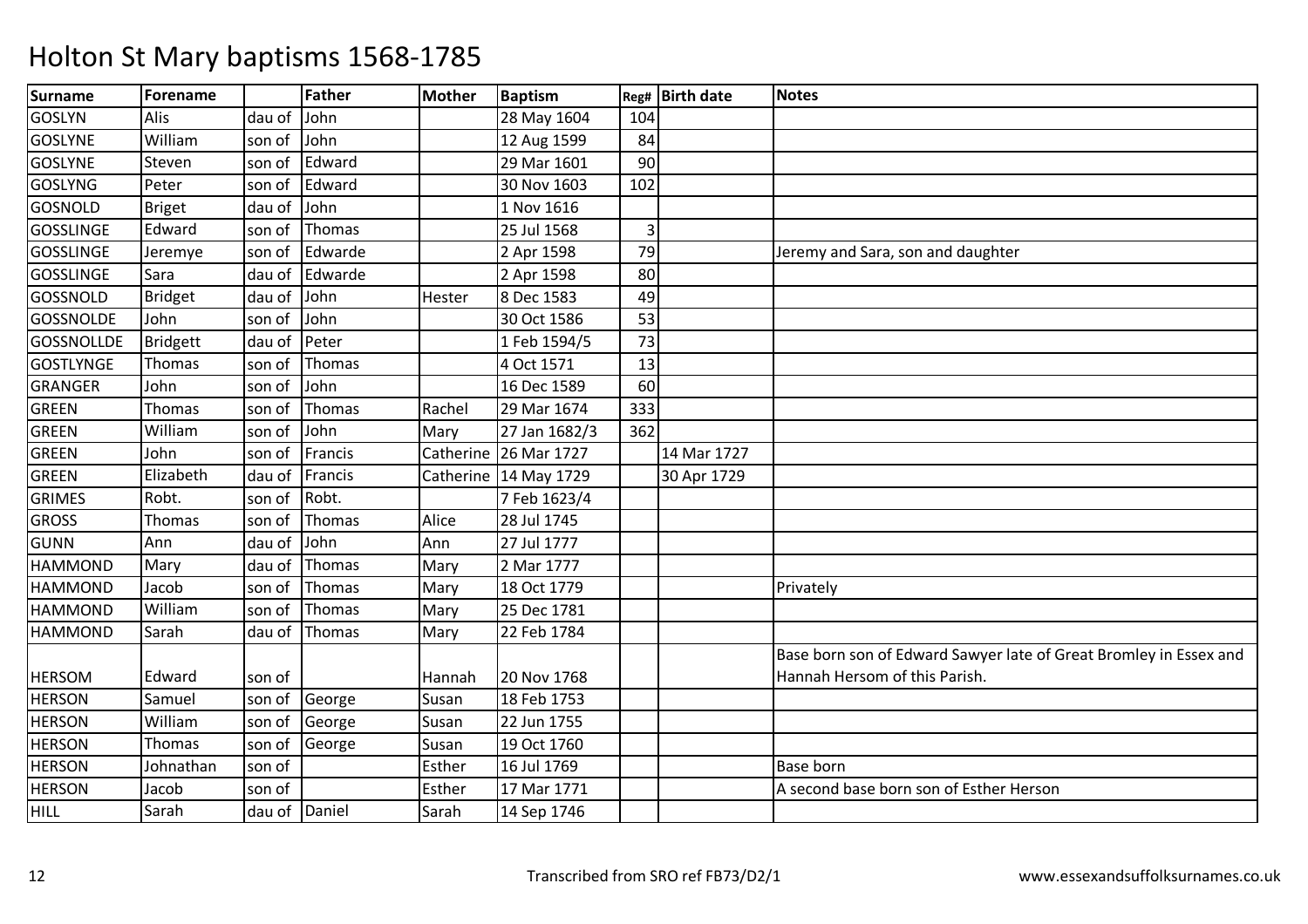# Holton St Mary baptisms 1568-1785

| Surname | Forename | | Father | Mother | Baptism | Reg# | Birth date | Notes |
|---|---|---|---|---|---|---|---|---|
| GOSLYN | Alis | dau of | John | | 28 May 1604 | 104 | | |
| GOSLYNE | William | son of | John | | 12 Aug 1599 | 84 | | |
| GOSLYNE | Steven | son of | Edward | | 29 Mar 1601 | 90 | | |
| GOSLYNG | Peter | son of | Edward | | 30 Nov 1603 | 102 | | |
| GOSNOLD | Briget | dau of | John | | 1 Nov 1616 | | | |
| GOSSLINGE | Edward | son of | Thomas | | 25 Jul 1568 | 3 | | |
| GOSSLINGE | Jeremye | son of | Edwarde | | 2 Apr 1598 | 79 | | Jeremy and Sara, son and daughter |
| GOSSLINGE | Sara | dau of | Edwarde | | 2 Apr 1598 | 80 | | |
| GOSSNOLD | Bridget | dau of | John | Hester | 8 Dec 1583 | 49 | | |
| GOSSNOLDE | John | son of | John | | 30 Oct 1586 | 53 | | |
| GOSSNOLLDE | Bridgett | dau of | Peter | | 1 Feb 1594/5 | 73 | | |
| GOSTLYNGE | Thomas | son of | Thomas | | 4 Oct 1571 | 13 | | |
| GRANGER | John | son of | John | | 16 Dec 1589 | 60 | | |
| GREEN | Thomas | son of | Thomas | Rachel | 29 Mar 1674 | 333 | | |
| GREEN | William | son of | John | Mary | 27 Jan 1682/3 | 362 | | |
| GREEN | John | son of | Francis | Catherine | 26 Mar 1727 | | 14 Mar 1727 | |
| GREEN | Elizabeth | dau of | Francis | Catherine | 14 May 1729 | | 30 Apr 1729 | |
| GRIMES | Robt. | son of | Robt. | | 7 Feb 1623/4 | | | |
| GROSS | Thomas | son of | Thomas | Alice | 28 Jul 1745 | | | |
| GUNN | Ann | dau of | John | Ann | 27 Jul 1777 | | | |
| HAMMOND | Mary | dau of | Thomas | Mary | 2 Mar 1777 | | | |
| HAMMOND | Jacob | son of | Thomas | Mary | 18 Oct 1779 | | | Privately |
| HAMMOND | William | son of | Thomas | Mary | 25 Dec 1781 | | | |
| HAMMOND | Sarah | dau of | Thomas | Mary | 22 Feb 1784 | | | |
| HERSOM | Edward | son of | | Hannah | 20 Nov 1768 | | | Base born son of Edward Sawyer late of Great Bromley in Essex and Hannah Hersom of this Parish. |
| HERSON | Samuel | son of | George | Susan | 18 Feb 1753 | | | |
| HERSON | William | son of | George | Susan | 22 Jun 1755 | | | |
| HERSON | Thomas | son of | George | Susan | 19 Oct 1760 | | | |
| HERSON | Johnathan | son of | | Esther | 16 Jul 1769 | | | Base born |
| HERSON | Jacob | son of | | Esther | 17 Mar 1771 | | | A second base born son of Esther Herson |
| HILL | Sarah | dau of | Daniel | Sarah | 14 Sep 1746 | | | |

Transcribed from SRO ref FB73/D2/1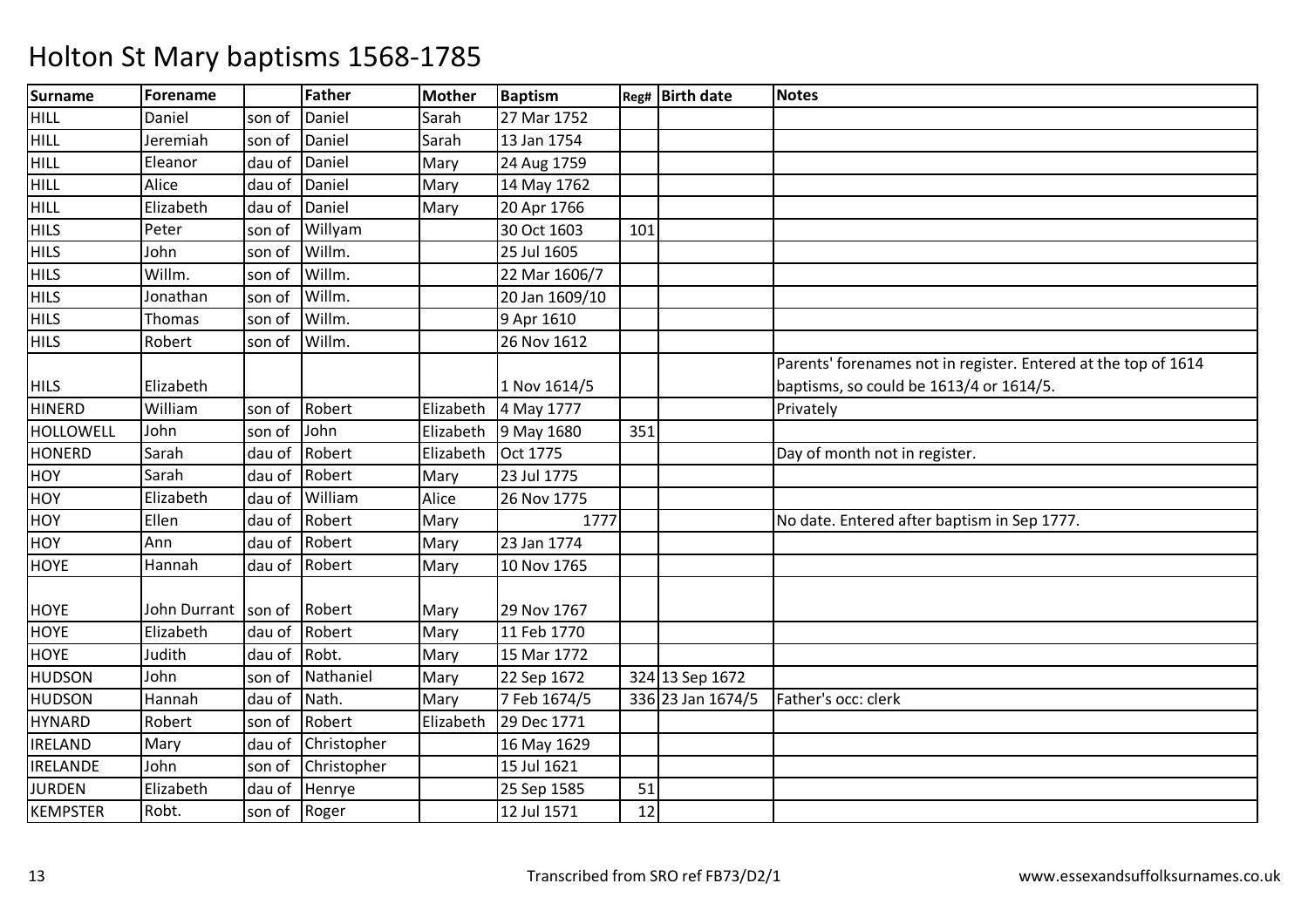# Holton St Mary baptisms 1568-1785

| Surname | Forename | | Father | Mother | Baptism | Reg# | Birth date | Notes |
|---|---|---|---|---|---|---|---|---|
| HILL | Daniel | son of | Daniel | Sarah | 27 Mar 1752 | | | |
| HILL | Jeremiah | son of | Daniel | Sarah | 13 Jan 1754 | | | |
| HILL | Eleanor | dau of | Daniel | Mary | 24 Aug 1759 | | | |
| HILL | Alice | dau of | Daniel | Mary | 14 May 1762 | | | |
| HILL | Elizabeth | dau of | Daniel | Mary | 20 Apr 1766 | | | |
| HILS | Peter | son of | Willyam | | 30 Oct 1603 | 101 | | |
| HILS | John | son of | Willm. | | 25 Jul 1605 | | | |
| HILS | Willm. | son of | Willm. | | 22 Mar 1606/7 | | | |
| HILS | Jonathan | son of | Willm. | | 20 Jan 1609/10 | | | |
| HILS | Thomas | son of | Willm. | | 9 Apr 1610 | | | |
| HILS | Robert | son of | Willm. | | 26 Nov 1612 | | | |
| HILS | Elizabeth | | | | 1 Nov 1614/5 | | | Parents' forenames not in register. Entered at the top of 1614 baptisms, so could be 1613/4 or 1614/5. |
| HINERD | William | son of | Robert | Elizabeth | 4 May 1777 | | | Privately |
| HOLLOWELL | John | son of | John | Elizabeth | 9 May 1680 | 351 | | |
| HONERD | Sarah | dau of | Robert | Elizabeth | Oct 1775 | | | Day of month not in register. |
| HOY | Sarah | dau of | Robert | Mary | 23 Jul 1775 | | | |
| HOY | Elizabeth | dau of | William | Alice | 26 Nov 1775 | | | |
| HOY | Ellen | dau of | Robert | Mary | 1777 | | | No date. Entered after baptism in Sep 1777. |
| HOY | Ann | dau of | Robert | Mary | 23 Jan 1774 | | | |
| HOYE | Hannah | dau of | Robert | Mary | 10 Nov 1765 | | | |
| HOYE | John Durrant | son of | Robert | Mary | 29 Nov 1767 | | | |
| HOYE | Elizabeth | dau of | Robert | Mary | 11 Feb 1770 | | | |
| HOYE | Judith | dau of | Robt. | Mary | 15 Mar 1772 | | | |
| HUDSON | John | son of | Nathaniel | Mary | 22 Sep 1672 | 324 | 13 Sep 1672 | |
| HUDSON | Hannah | dau of | Nath. | Mary | 7 Feb 1674/5 | 336 | 23 Jan 1674/5 | Father's occ: clerk |
| HYNARD | Robert | son of | Robert | Elizabeth | 29 Dec 1771 | | | |
| IRELAND | Mary | dau of | Christopher | | 16 May 1629 | | | |
| IRELANDE | John | son of | Christopher | | 15 Jul 1621 | | | |
| JURDEN | Elizabeth | dau of | Henrye | | 25 Sep 1585 | 51 | | |
| KEMPSTER | Robt. | son of | Roger | | 12 Jul 1571 | 12 | | |

Transcribed from SRO ref FB73/D2/1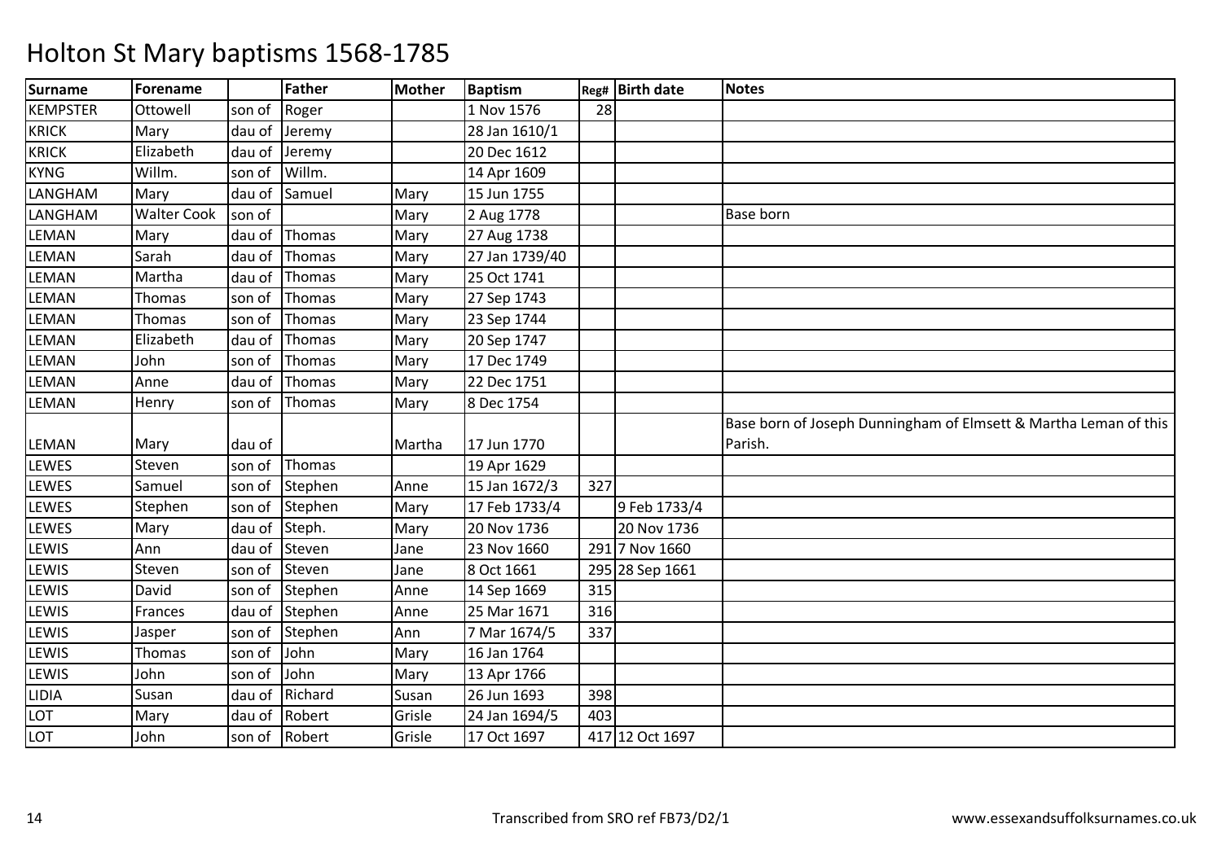# Holton St Mary baptisms 1568-1785

| Surname | Forename | | Father | Mother | Baptism | Reg# | Birth date | Notes |
|---|---|---|---|---|---|---|---|---|
| KEMPSTER | Ottowell | son of | Roger | | 1 Nov 1576 | 28 | | |
| KRICK | Mary | dau of | Jeremy | | 28 Jan 1610/1 | | | |
| KRICK | Elizabeth | dau of | Jeremy | | 20 Dec 1612 | | | |
| KYNG | Willm. | son of | Willm. | | 14 Apr 1609 | | | |
| LANGHAM | Mary | dau of | Samuel | Mary | 15 Jun 1755 | | | |
| LANGHAM | Walter Cook | son of | | Mary | 2 Aug 1778 | | | Base born |
| LEMAN | Mary | dau of | Thomas | Mary | 27 Aug 1738 | | | |
| LEMAN | Sarah | dau of | Thomas | Mary | 27 Jan 1739/40 | | | |
| LEMAN | Martha | dau of | Thomas | Mary | 25 Oct 1741 | | | |
| LEMAN | Thomas | son of | Thomas | Mary | 27 Sep 1743 | | | |
| LEMAN | Thomas | son of | Thomas | Mary | 23 Sep 1744 | | | |
| LEMAN | Elizabeth | dau of | Thomas | Mary | 20 Sep 1747 | | | |
| LEMAN | John | son of | Thomas | Mary | 17 Dec 1749 | | | |
| LEMAN | Anne | dau of | Thomas | Mary | 22 Dec 1751 | | | |
| LEMAN | Henry | son of | Thomas | Mary | 8 Dec 1754 | | | |
| LEMAN | Mary | dau of | | Martha | 17 Jun 1770 | | | Base born of Joseph Dunningham of Elmsett & Martha Leman of this Parish. |
| LEWES | Steven | son of | Thomas | | 19 Apr 1629 | | | |
| LEWES | Samuel | son of | Stephen | Anne | 15 Jan 1672/3 | 327 | | |
| LEWES | Stephen | son of | Stephen | Mary | 17 Feb 1733/4 | | 9 Feb 1733/4 | |
| LEWES | Mary | dau of | Steph. | Mary | 20 Nov 1736 | | 20 Nov 1736 | |
| LEWIS | Ann | dau of | Steven | Jane | 23 Nov 1660 | 291 | 7 Nov 1660 | |
| LEWIS | Steven | son of | Steven | Jane | 8 Oct 1661 | 295 | 28 Sep 1661 | |
| LEWIS | David | son of | Stephen | Anne | 14 Sep 1669 | 315 | | |
| LEWIS | Frances | dau of | Stephen | Anne | 25 Mar 1671 | 316 | | |
| LEWIS | Jasper | son of | Stephen | Ann | 7 Mar 1674/5 | 337 | | |
| LEWIS | Thomas | son of | John | Mary | 16 Jan 1764 | | | |
| LEWIS | John | son of | John | Mary | 13 Apr 1766 | | | |
| LIDIA | Susan | dau of | Richard | Susan | 26 Jun 1693 | 398 | | |
| LOT | Mary | dau of | Robert | Grisle | 24 Jan 1694/5 | 403 | | |
| LOT | John | son of | Robert | Grisle | 17 Oct 1697 | 417 | 12 Oct 1697 | |

Transcribed from SRO ref FB73/D2/1 www.essexandsuffolksurnames.co.uk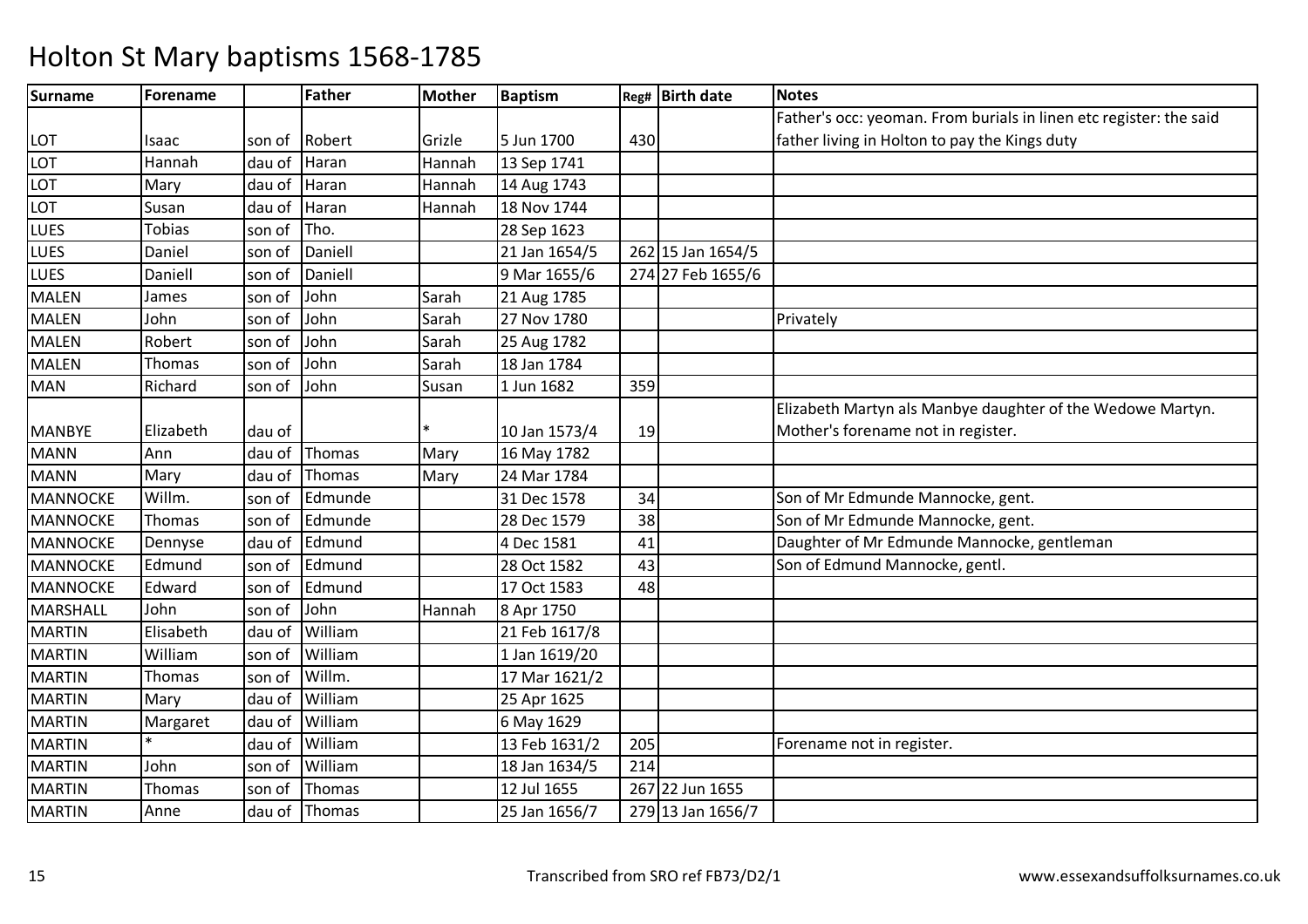# Holton St Mary baptisms 1568-1785

| Surname | Forename | | Father | Mother | Baptism | Reg# | Birth date | Notes |
|---|---|---|---|---|---|---|---|---|
| LOT | Isaac | son of | Robert | Grizle | 5 Jun 1700 | 430 | | Father's occ: yeoman. From burials in linen etc register: the said father living in Holton to pay the Kings duty |
| LOT | Hannah | dau of | Haran | Hannah | 13 Sep 1741 | | | |
| LOT | Mary | dau of | Haran | Hannah | 14 Aug 1743 | | | |
| LOT | Susan | dau of | Haran | Hannah | 18 Nov 1744 | | | |
| LUES | Tobias | son of | Tho. | | 28 Sep 1623 | | | |
| LUES | Daniel | son of | Daniell | | 21 Jan 1654/5 | 262 | 15 Jan 1654/5 | |
| LUES | Daniell | son of | Daniell | | 9 Mar 1655/6 | 274 | 27 Feb 1655/6 | |
| MALEN | James | son of | John | Sarah | 21 Aug 1785 | | | |
| MALEN | John | son of | John | Sarah | 27 Nov 1780 | | | Privately |
| MALEN | Robert | son of | John | Sarah | 25 Aug 1782 | | | |
| MALEN | Thomas | son of | John | Sarah | 18 Jan 1784 | | | |
| MAN | Richard | son of | John | Susan | 1 Jun 1682 | 359 | | |
| MANBYE | Elizabeth | dau of | | * | 10 Jan 1573/4 | 19 | | Elizabeth Martyn als Manbye daughter of the Wedowe Martyn. Mother's forename not in register. |
| MANN | Ann | dau of | Thomas | Mary | 16 May 1782 | | | |
| MANN | Mary | dau of | Thomas | Mary | 24 Mar 1784 | | | |
| MANNOCKE | Willm. | son of | Edmunde | | 31 Dec 1578 | 34 | | Son of Mr Edmunde Mannocke, gent. |
| MANNOCKE | Thomas | son of | Edmunde | | 28 Dec 1579 | 38 | | Son of Mr Edmunde Mannocke, gent. |
| MANNOCKE | Dennyse | dau of | Edmund | | 4 Dec 1581 | 41 | | Daughter of Mr Edmunde Mannocke, gentleman |
| MANNOCKE | Edmund | son of | Edmund | | 28 Oct 1582 | 43 | | Son of Edmund Mannocke, gentl. |
| MANNOCKE | Edward | son of | Edmund | | 17 Oct 1583 | 48 | | |
| MARSHALL | John | son of | John | Hannah | 8 Apr 1750 | | | |
| MARTIN | Elisabeth | dau of | William | | 21 Feb 1617/8 | | | |
| MARTIN | William | son of | William | | 1 Jan 1619/20 | | | |
| MARTIN | Thomas | son of | Willm. | | 17 Mar 1621/2 | | | |
| MARTIN | Mary | dau of | William | | 25 Apr 1625 | | | |
| MARTIN | Margaret | dau of | William | | 6 May 1629 | | | |
| MARTIN | * | dau of | William | | 13 Feb 1631/2 | 205 | | Forename not in register. |
| MARTIN | John | son of | William | | 18 Jan 1634/5 | 214 | | |
| MARTIN | Thomas | son of | Thomas | | 12 Jul 1655 | 267 | 22 Jun 1655 | |
| MARTIN | Anne | dau of | Thomas | | 25 Jan 1656/7 | 279 | 13 Jan 1656/7 | |

Transcribed from SRO ref FB73/D2/1 www.essexandsuffolksurnames.co.uk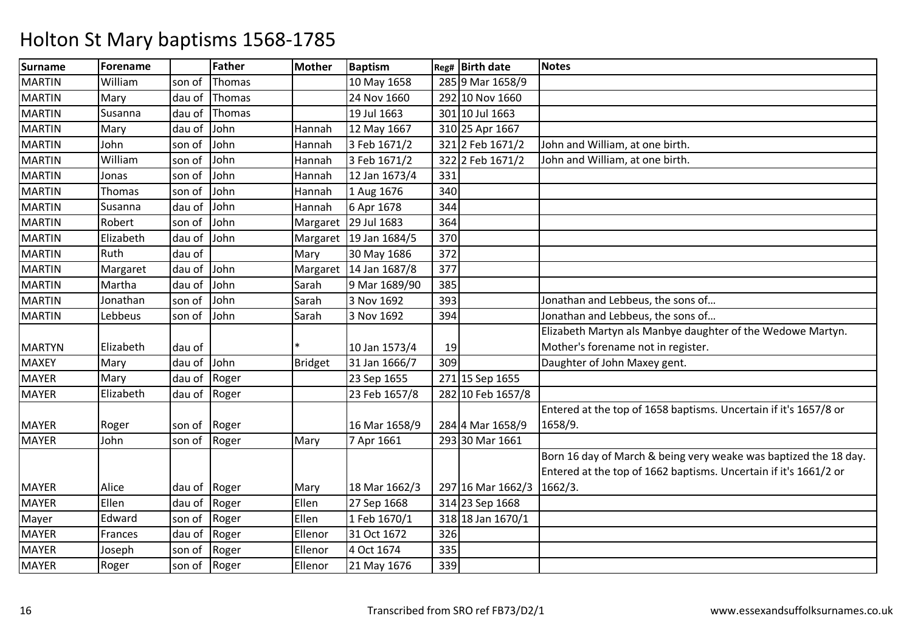# Holton St Mary baptisms 1568-1785

| Surname | Forename | | Father | Mother | Baptism | Reg# | Birth date | Notes |
|---|---|---|---|---|---|---|---|---|
| MARTIN | William | son of | Thomas | | 10 May 1658 | 285 | 9 Mar 1658/9 | |
| MARTIN | Mary | dau of | Thomas | | 24 Nov 1660 | 292 | 10 Nov 1660 | |
| MARTIN | Susanna | dau of | Thomas | | 19 Jul 1663 | 301 | 10 Jul 1663 | |
| MARTIN | Mary | dau of | John | Hannah | 12 May 1667 | 310 | 25 Apr 1667 | |
| MARTIN | John | son of | John | Hannah | 3 Feb 1671/2 | 321 | 2 Feb 1671/2 | John and William, at one birth. |
| MARTIN | William | son of | John | Hannah | 3 Feb 1671/2 | 322 | 2 Feb 1671/2 | John and William, at one birth. |
| MARTIN | Jonas | son of | John | Hannah | 12 Jan 1673/4 | 331 | | |
| MARTIN | Thomas | son of | John | Hannah | 1 Aug 1676 | 340 | | |
| MARTIN | Susanna | dau of | John | Hannah | 6 Apr 1678 | 344 | | |
| MARTIN | Robert | son of | John | Margaret | 29 Jul 1683 | 364 | | |
| MARTIN | Elizabeth | dau of | John | Margaret | 19 Jan 1684/5 | 370 | | |
| MARTIN | Ruth | dau of | | Mary | 30 May 1686 | 372 | | |
| MARTIN | Margaret | dau of | John | Margaret | 14 Jan 1687/8 | 377 | | |
| MARTIN | Martha | dau of | John | Sarah | 9 Mar 1689/90 | 385 | | |
| MARTIN | Jonathan | son of | John | Sarah | 3 Nov 1692 | 393 | | Jonathan and Lebbeus, the sons of… |
| MARTIN | Lebbeus | son of | John | Sarah | 3 Nov 1692 | 394 | | Jonathan and Lebbeus, the sons of… |
| MARTYN | Elizabeth | dau of | | * | 10 Jan 1573/4 | 19 | | Elizabeth Martyn als Manbye daughter of the Wedowe Martyn. Mother's forename not in register. |
| MAXEY | Mary | dau of | John | Bridget | 31 Jan 1666/7 | 309 | | Daughter of John Maxey gent. |
| MAYER | Mary | dau of | Roger | | 23 Sep 1655 | 271 | 15 Sep 1655 | |
| MAYER | Elizabeth | dau of | Roger | | 23 Feb 1657/8 | 282 | 10 Feb 1657/8 | |
| MAYER | Roger | son of | Roger | | 16 Mar 1658/9 | 284 | 4 Mar 1658/9 | Entered at the top of 1658 baptisms. Uncertain if it's 1657/8 or 1658/9. |
| MAYER | John | son of | Roger | Mary | 7 Apr 1661 | 293 | 30 Mar 1661 | |
| MAYER | Alice | dau of | Roger | Mary | 18 Mar 1662/3 | 297 | 16 Mar 1662/3 | Born 16 day of March & being very weake was baptized the 18 day. Entered at the top of 1662 baptisms. Uncertain if it's 1661/2 or 1662/3. |
| MAYER | Ellen | dau of | Roger | Ellen | 27 Sep 1668 | 314 | 23 Sep 1668 | |
| Mayer | Edward | son of | Roger | Ellen | 1 Feb 1670/1 | 318 | 18 Jan 1670/1 | |
| MAYER | Frances | dau of | Roger | Ellenor | 31 Oct 1672 | 326 | | |
| MAYER | Joseph | son of | Roger | Ellenor | 4 Oct 1674 | 335 | | |
| MAYER | Roger | son of | Roger | Ellenor | 21 May 1676 | 339 | | |

Transcribed from SRO ref FB73/D2/1 www.essexandsuffolksurnames.co.uk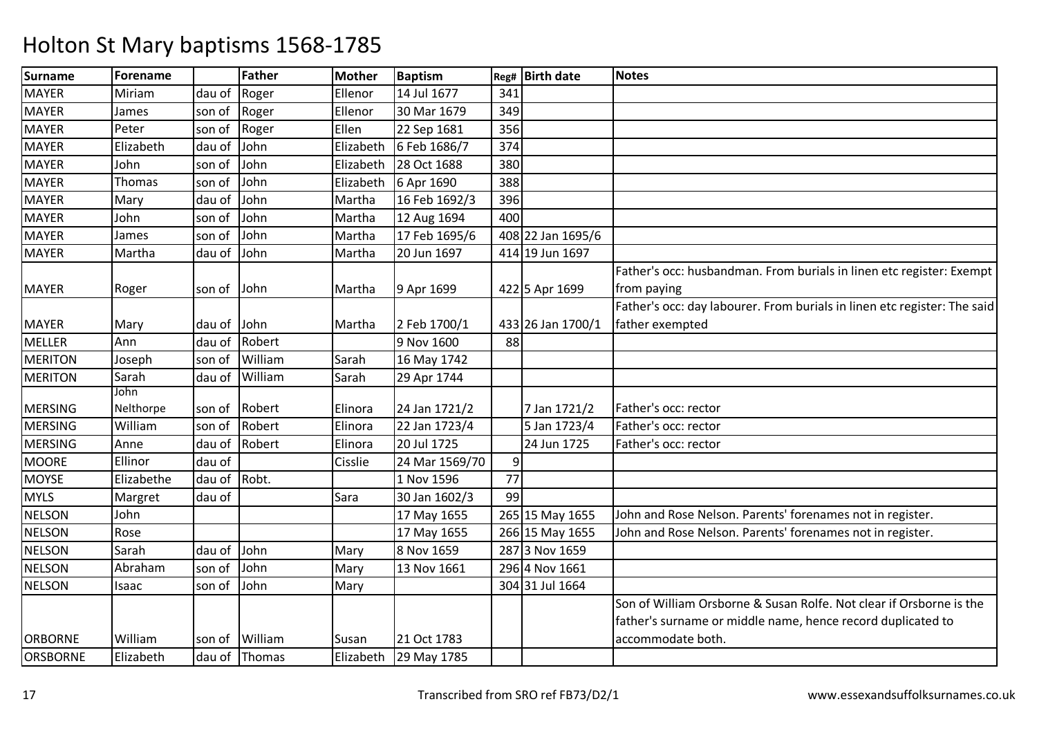# Holton St Mary baptisms 1568-1785

| Surname | Forename | | Father | Mother | Baptism | Reg# | Birth date | Notes |
|---|---|---|---|---|---|---|---|---|
| MAYER | Miriam | dau of | Roger | Ellenor | 14 Jul 1677 | 341 | | |
| MAYER | James | son of | Roger | Ellenor | 30 Mar 1679 | 349 | | |
| MAYER | Peter | son of | Roger | Ellen | 22 Sep 1681 | 356 | | |
| MAYER | Elizabeth | dau of | John | Elizabeth | 6 Feb 1686/7 | 374 | | |
| MAYER | John | son of | John | Elizabeth | 28 Oct 1688 | 380 | | |
| MAYER | Thomas | son of | John | Elizabeth | 6 Apr 1690 | 388 | | |
| MAYER | Mary | dau of | John | Martha | 16 Feb 1692/3 | 396 | | |
| MAYER | John | son of | John | Martha | 12 Aug 1694 | 400 | | |
| MAYER | James | son of | John | Martha | 17 Feb 1695/6 | 408 | 22 Jan 1695/6 | |
| MAYER | Martha | dau of | John | Martha | 20 Jun 1697 | 414 | 19 Jun 1697 | |
| MAYER | Roger | son of | John | Martha | 9 Apr 1699 | 422 | 5 Apr 1699 | Father's occ: husbandman. From burials in linen etc register: Exempt from paying |
| MAYER | Mary | dau of | John | Martha | 2 Feb 1700/1 | 433 | 26 Jan 1700/1 | Father's occ: day labourer. From burials in linen etc register: The said father exempted |
| MELLER | Ann | dau of | Robert | | 9 Nov 1600 | 88 | | |
| MERITON | Joseph | son of | William | Sarah | 16 May 1742 | | | |
| MERITON | Sarah | dau of | William | Sarah | 29 Apr 1744 | | | |
| MERSING | John Nelthorpe | son of | Robert | Elinora | 24 Jan 1721/2 | | 7 Jan 1721/2 | Father's occ: rector |
| MERSING | William | son of | Robert | Elinora | 22 Jan 1723/4 | | 5 Jan 1723/4 | Father's occ: rector |
| MERSING | Anne | dau of | Robert | Elinora | 20 Jul 1725 | | 24 Jun 1725 | Father's occ: rector |
| MOORE | Ellinor | dau of | | Cisslie | 24 Mar 1569/70 | 9 | | |
| MOYSE | Elizabethe | dau of | Robt. | | 1 Nov 1596 | 77 | | |
| MYLS | Margret | dau of | | Sara | 30 Jan 1602/3 | 99 | | |
| NELSON | John | | | | 17 May 1655 | 265 | 15 May 1655 | John and Rose Nelson. Parents' forenames not in register. |
| NELSON | Rose | | | | 17 May 1655 | 266 | 15 May 1655 | John and Rose Nelson. Parents' forenames not in register. |
| NELSON | Sarah | dau of | John | Mary | 8 Nov 1659 | 287 | 3 Nov 1659 | |
| NELSON | Abraham | son of | John | Mary | 13 Nov 1661 | 296 | 4 Nov 1661 | |
| NELSON | Isaac | son of | John | Mary | | 304 | 31 Jul 1664 | |
| ORBORNE | William | son of | William | Susan | 21 Oct 1783 | | | Son of William Orsborne & Susan Rolfe. Not clear if Orsborne is the father's surname or middle name, hence record duplicated to accommodate both. |
| ORSBORNE | Elizabeth | dau of | Thomas | Elizabeth | 29 May 1785 | | | |

Transcribed from SRO ref FB73/D2/1 www.essexandsuffolksurnames.co.uk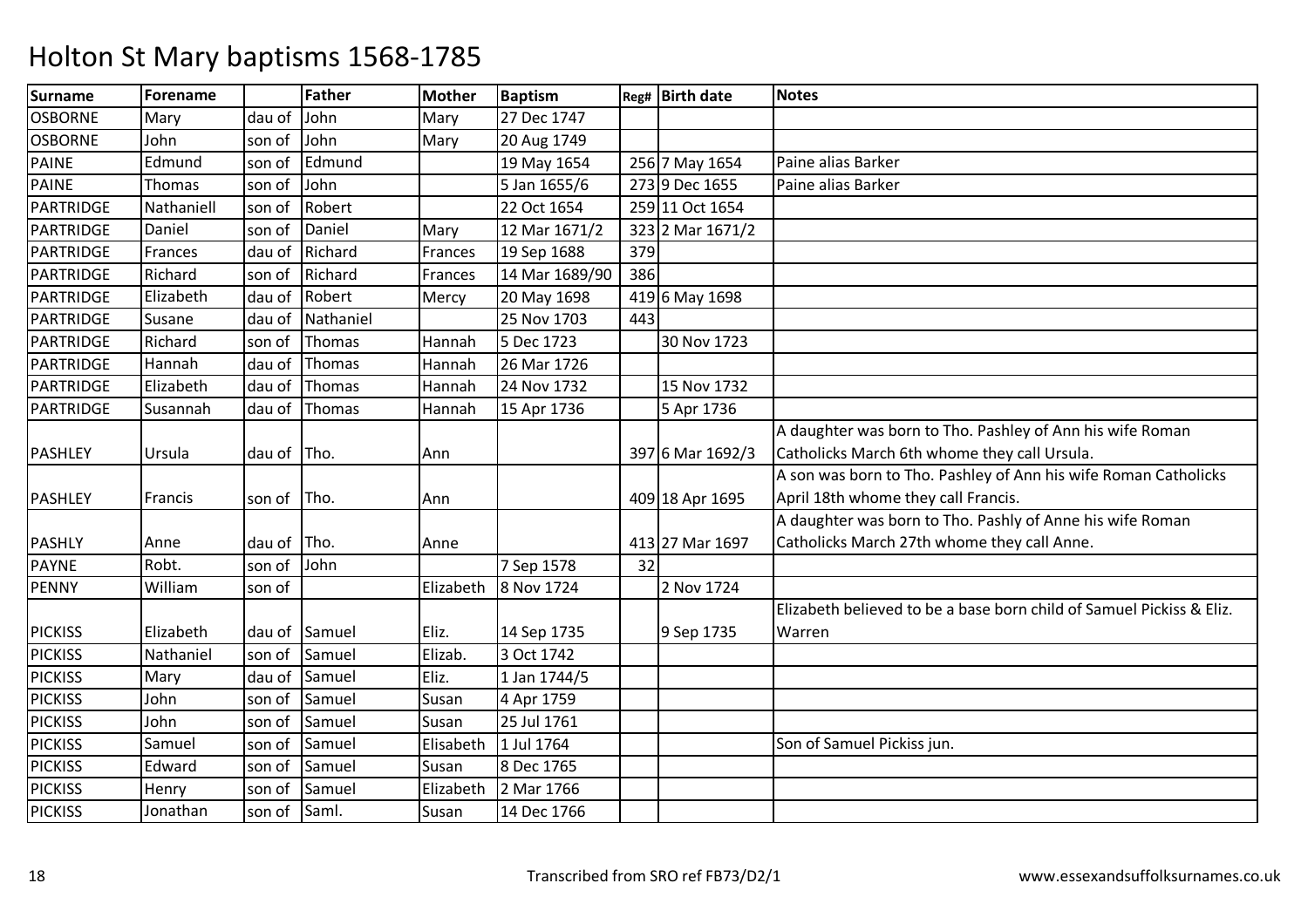# Holton St Mary baptisms 1568-1785

| Surname | Forename | | Father | Mother | Baptism | Reg# | Birth date | Notes |
|---|---|---|---|---|---|---|---|---|
| OSBORNE | Mary | dau of | John | Mary | 27 Dec 1747 | | | |
| OSBORNE | John | son of | John | Mary | 20 Aug 1749 | | | |
| PAINE | Edmund | son of | Edmund | | 19 May 1654 | 256 | 7 May 1654 | Paine alias Barker |
| PAINE | Thomas | son of | John | | 5 Jan 1655/6 | 273 | 9 Dec 1655 | Paine alias Barker |
| PARTRIDGE | Nathaniell | son of | Robert | | 22 Oct 1654 | 259 | 11 Oct 1654 | |
| PARTRIDGE | Daniel | son of | Daniel | Mary | 12 Mar 1671/2 | 323 | 2 Mar 1671/2 | |
| PARTRIDGE | Frances | dau of | Richard | Frances | 19 Sep 1688 | 379 | | |
| PARTRIDGE | Richard | son of | Richard | Frances | 14 Mar 1689/90 | 386 | | |
| PARTRIDGE | Elizabeth | dau of | Robert | Mercy | 20 May 1698 | 419 | 6 May 1698 | |
| PARTRIDGE | Susane | dau of | Nathaniel | | 25 Nov 1703 | 443 | | |
| PARTRIDGE | Richard | son of | Thomas | Hannah | 5 Dec 1723 | | 30 Nov 1723 | |
| PARTRIDGE | Hannah | dau of | Thomas | Hannah | 26 Mar 1726 | | | |
| PARTRIDGE | Elizabeth | dau of | Thomas | Hannah | 24 Nov 1732 | | 15 Nov 1732 | |
| PARTRIDGE | Susannah | dau of | Thomas | Hannah | 15 Apr 1736 | | 5 Apr 1736 | |
| PASHLEY | Ursula | dau of | Tho. | Ann | | 397 | 6 Mar 1692/3 | A daughter was born to Tho. Pashley of Ann his wife Roman Catholicks March 6th whome they call Ursula. |
| PASHLEY | Francis | son of | Tho. | Ann | | 409 | 18 Apr 1695 | A son was born to Tho. Pashley of Ann his wife Roman Catholicks April 18th whome they call Francis. |
| PASHLY | Anne | dau of | Tho. | Anne | | 413 | 27 Mar 1697 | A daughter was born to Tho. Pashly of Anne his wife Roman Catholicks March 27th whome they call Anne. |
| PAYNE | Robt. | son of | John | | 7 Sep 1578 | 32 | | |
| PENNY | William | son of | | Elizabeth | 8 Nov 1724 | | 2 Nov 1724 | |
| PICKISS | Elizabeth | dau of | Samuel | Eliz. | 14 Sep 1735 | | 9 Sep 1735 | Elizabeth believed to be a base born child of Samuel Pickiss & Eliz. Warren |
| PICKISS | Nathaniel | son of | Samuel | Elizab. | 3 Oct 1742 | | | |
| PICKISS | Mary | dau of | Samuel | Eliz. | 1 Jan 1744/5 | | | |
| PICKISS | John | son of | Samuel | Susan | 4 Apr 1759 | | | |
| PICKISS | John | son of | Samuel | Susan | 25 Jul 1761 | | | |
| PICKISS | Samuel | son of | Samuel | Elisabeth | 1 Jul 1764 | | | Son of Samuel Pickiss jun. |
| PICKISS | Edward | son of | Samuel | Susan | 8 Dec 1765 | | | |
| PICKISS | Henry | son of | Samuel | Elizabeth | 2 Mar 1766 | | | |
| PICKISS | Jonathan | son of | Saml. | Susan | 14 Dec 1766 | | | |

Transcribed from SRO ref FB73/D2/1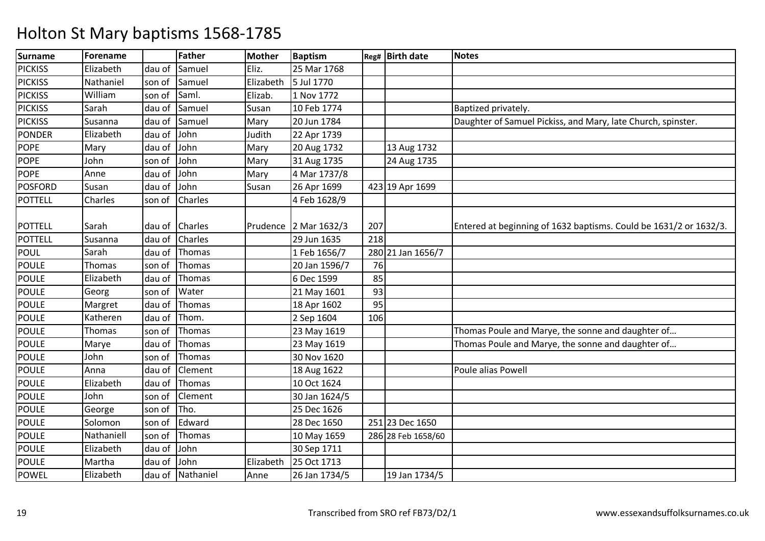# Holton St Mary baptisms 1568-1785

| Surname | Forename | | Father | Mother | Baptism | Reg# | Birth date | Notes |
|---|---|---|---|---|---|---|---|---|
| PICKISS | Elizabeth | dau of | Samuel | Eliz. | 25 Mar 1768 | | | |
| PICKISS | Nathaniel | son of | Samuel | Elizabeth | 5 Jul 1770 | | | |
| PICKISS | William | son of | Saml. | Elizab. | 1 Nov 1772 | | | |
| PICKISS | Sarah | dau of | Samuel | Susan | 10 Feb 1774 | | | Baptized privately. |
| PICKISS | Susanna | dau of | Samuel | Mary | 20 Jun 1784 | | | Daughter of Samuel Pickiss, and Mary, late Church, spinster. |
| PONDER | Elizabeth | dau of | John | Judith | 22 Apr 1739 | | | |
| POPE | Mary | dau of | John | Mary | 20 Aug 1732 | | 13 Aug 1732 | |
| POPE | John | son of | John | Mary | 31 Aug 1735 | | 24 Aug 1735 | |
| POPE | Anne | dau of | John | Mary | 4 Mar 1737/8 | | | |
| POSFORD | Susan | dau of | John | Susan | 26 Apr 1699 | 423 | 19 Apr 1699 | |
| POTTELL | Charles | son of | Charles | | 4 Feb 1628/9 | | | |
| POTTELL | Sarah | dau of | Charles | Prudence | 2 Mar 1632/3 | 207 | | Entered at beginning of 1632 baptisms. Could be 1631/2 or 1632/3. |
| POTTELL | Susanna | dau of | Charles | | 29 Jun 1635 | 218 | | |
| POUL | Sarah | dau of | Thomas | | 1 Feb 1656/7 | 280 | 21 Jan 1656/7 | |
| POULE | Thomas | son of | Thomas | | 20 Jan 1596/7 | 76 | | |
| POULE | Elizabeth | dau of | Thomas | | 6 Dec 1599 | 85 | | |
| POULE | Georg | son of | Water | | 21 May 1601 | 93 | | |
| POULE | Margret | dau of | Thomas | | 18 Apr 1602 | 95 | | |
| POULE | Katheren | dau of | Thom. | | 2 Sep 1604 | 106 | | |
| POULE | Thomas | son of | Thomas | | 23 May 1619 | | | Thomas Poule and Marye, the sonne and daughter of… |
| POULE | Marye | dau of | Thomas | | 23 May 1619 | | | Thomas Poule and Marye, the sonne and daughter of… |
| POULE | John | son of | Thomas | | 30 Nov 1620 | | | |
| POULE | Anna | dau of | Clement | | 18 Aug 1622 | | | Poule alias Powell |
| POULE | Elizabeth | dau of | Thomas | | 10 Oct 1624 | | | |
| POULE | John | son of | Clement | | 30 Jan 1624/5 | | | |
| POULE | George | son of | Tho. | | 25 Dec 1626 | | | |
| POULE | Solomon | son of | Edward | | 28 Dec 1650 | 251 | 23 Dec 1650 | |
| POULE | Nathaniell | son of | Thomas | | 10 May 1659 | 286 | 28 Feb 1658/60 | |
| POULE | Elizabeth | dau of | John | | 30 Sep 1711 | | | |
| POULE | Martha | dau of | John | Elizabeth | 25 Oct 1713 | | | |
| POWEL | Elizabeth | dau of | Nathaniel | Anne | 26 Jan 1734/5 | | 19 Jan 1734/5 | |

Transcribed from SRO ref FB73/D2/1 www.essexandsuffolksurnames.co.uk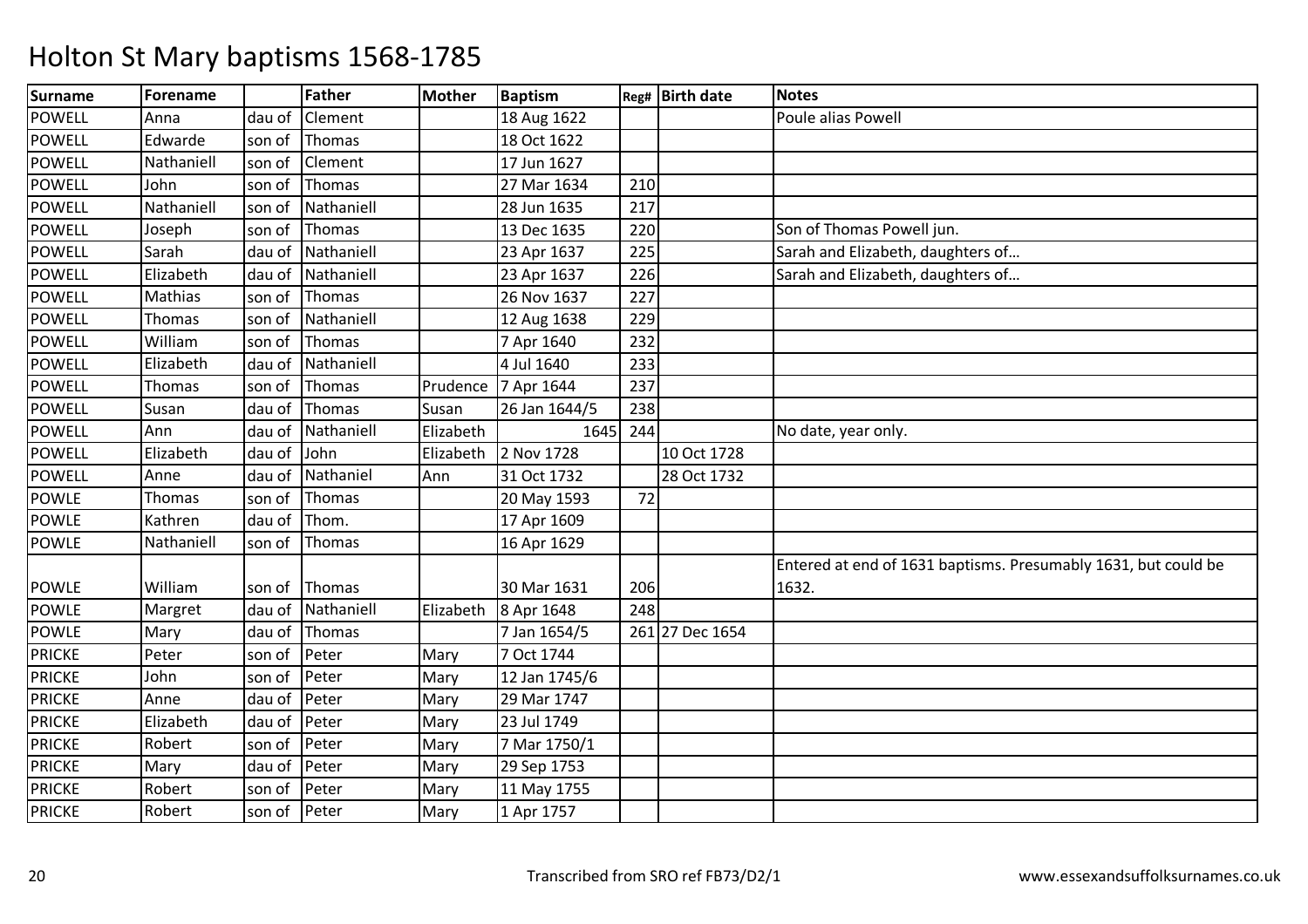# Holton St Mary baptisms 1568-1785

| Surname | Forename | | Father | Mother | Baptism | Reg# | Birth date | Notes |
|---|---|---|---|---|---|---|---|---|
| POWELL | Anna | dau of | Clement | | 18 Aug 1622 | | | Poule alias Powell |
| POWELL | Edwarde | son of | Thomas | | 18 Oct 1622 | | | |
| POWELL | Nathaniell | son of | Clement | | 17 Jun 1627 | | | |
| POWELL | John | son of | Thomas | | 27 Mar 1634 | 210 | | |
| POWELL | Nathaniell | son of | Nathaniell | | 28 Jun 1635 | 217 | | |
| POWELL | Joseph | son of | Thomas | | 13 Dec 1635 | 220 | | Son of Thomas Powell jun. |
| POWELL | Sarah | dau of | Nathaniell | | 23 Apr 1637 | 225 | | Sarah and Elizabeth, daughters of… |
| POWELL | Elizabeth | dau of | Nathaniell | | 23 Apr 1637 | 226 | | Sarah and Elizabeth, daughters of… |
| POWELL | Mathias | son of | Thomas | | 26 Nov 1637 | 227 | | |
| POWELL | Thomas | son of | Nathaniell | | 12 Aug 1638 | 229 | | |
| POWELL | William | son of | Thomas | | 7 Apr 1640 | 232 | | |
| POWELL | Elizabeth | dau of | Nathaniell | | 4 Jul 1640 | 233 | | |
| POWELL | Thomas | son of | Thomas | Prudence | 7 Apr 1644 | 237 | | |
| POWELL | Susan | dau of | Thomas | Susan | 26 Jan 1644/5 | 238 | | |
| POWELL | Ann | dau of | Nathaniell | Elizabeth | 1645 | 244 | | No date, year only. |
| POWELL | Elizabeth | dau of | John | Elizabeth | 2 Nov 1728 | | 10 Oct 1728 | |
| POWELL | Anne | dau of | Nathaniel | Ann | 31 Oct 1732 | | 28 Oct 1732 | |
| POWLE | Thomas | son of | Thomas | | 20 May 1593 | 72 | | |
| POWLE | Kathren | dau of | Thom. | | 17 Apr 1609 | | | |
| POWLE | Nathaniell | son of | Thomas | | 16 Apr 1629 | | | |
| POWLE | William | son of | Thomas | | 30 Mar 1631 | 206 | | Entered at end of 1631 baptisms. Presumably 1631, but could be 1632. |
| POWLE | Margret | dau of | Nathaniell | Elizabeth | 8 Apr 1648 | 248 | | |
| POWLE | Mary | dau of | Thomas | | 7 Jan 1654/5 | 261 | 27 Dec 1654 | |
| PRICKE | Peter | son of | Peter | Mary | 7 Oct 1744 | | | |
| PRICKE | John | son of | Peter | Mary | 12 Jan 1745/6 | | | |
| PRICKE | Anne | dau of | Peter | Mary | 29 Mar 1747 | | | |
| PRICKE | Elizabeth | dau of | Peter | Mary | 23 Jul 1749 | | | |
| PRICKE | Robert | son of | Peter | Mary | 7 Mar 1750/1 | | | |
| PRICKE | Mary | dau of | Peter | Mary | 29 Sep 1753 | | | |
| PRICKE | Robert | son of | Peter | Mary | 11 May 1755 | | | |
| PRICKE | Robert | son of | Peter | Mary | 1 Apr 1757 | | | |

Transcribed from SRO ref FB73/D2/1 www.essexandsuffolksurnames.co.uk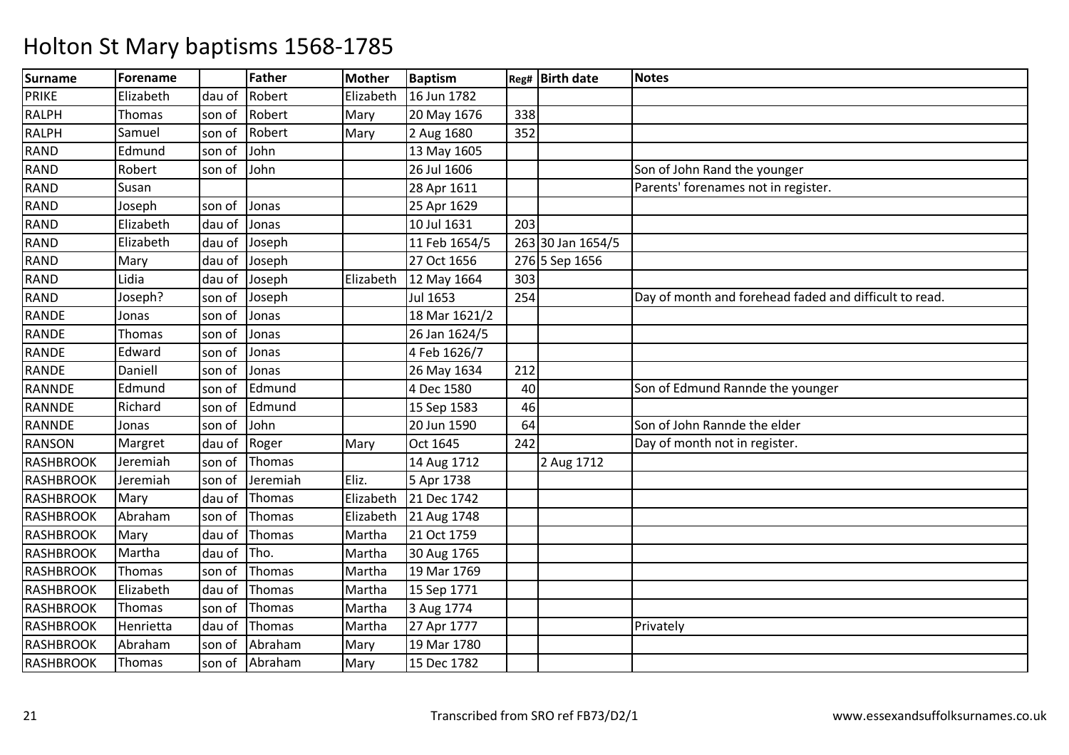# Holton St Mary baptisms 1568-1785

| Surname | Forename | | Father | Mother | Baptism | Reg# | Birth date | Notes |
|---|---|---|---|---|---|---|---|---|
| PRIKE | Elizabeth | dau of | Robert | Elizabeth | 16 Jun 1782 | | | |
| RALPH | Thomas | son of | Robert | Mary | 20 May 1676 | 338 | | |
| RALPH | Samuel | son of | Robert | Mary | 2 Aug 1680 | 352 | | |
| RAND | Edmund | son of | John | | 13 May 1605 | | | |
| RAND | Robert | son of | John | | 26 Jul 1606 | | | Son of John Rand the younger |
| RAND | Susan | | | | 28 Apr 1611 | | | Parents' forenames not in register. |
| RAND | Joseph | son of | Jonas | | 25 Apr 1629 | | | |
| RAND | Elizabeth | dau of | Jonas | | 10 Jul 1631 | 203 | | |
| RAND | Elizabeth | dau of | Joseph | | 11 Feb 1654/5 | 263 | 30 Jan 1654/5 | |
| RAND | Mary | dau of | Joseph | | 27 Oct 1656 | 276 | 5 Sep 1656 | |
| RAND | Lidia | dau of | Joseph | Elizabeth | 12 May 1664 | 303 | | |
| RAND | Joseph? | son of | Joseph | | Jul 1653 | 254 | | Day of month and forehead faded and difficult to read. |
| RANDE | Jonas | son of | Jonas | | 18 Mar 1621/2 | | | |
| RANDE | Thomas | son of | Jonas | | 26 Jan 1624/5 | | | |
| RANDE | Edward | son of | Jonas | | 4 Feb 1626/7 | | | |
| RANDE | Daniell | son of | Jonas | | 26 May 1634 | 212 | | |
| RANNDE | Edmund | son of | Edmund | | 4 Dec 1580 | 40 | | Son of Edmund Rannde the younger |
| RANNDE | Richard | son of | Edmund | | 15 Sep 1583 | 46 | | |
| RANNDE | Jonas | son of | John | | 20 Jun 1590 | 64 | | Son of John Rannde the elder |
| RANSON | Margret | dau of | Roger | Mary | Oct 1645 | 242 | | Day of month not in register. |
| RASHBROOK | Jeremiah | son of | Thomas | | 14 Aug 1712 | | 2 Aug 1712 | |
| RASHBROOK | Jeremiah | son of | Jeremiah | Eliz. | 5 Apr 1738 | | | |
| RASHBROOK | Mary | dau of | Thomas | Elizabeth | 21 Dec 1742 | | | |
| RASHBROOK | Abraham | son of | Thomas | Elizabeth | 21 Aug 1748 | | | |
| RASHBROOK | Mary | dau of | Thomas | Martha | 21 Oct 1759 | | | |
| RASHBROOK | Martha | dau of | Tho. | Martha | 30 Aug 1765 | | | |
| RASHBROOK | Thomas | son of | Thomas | Martha | 19 Mar 1769 | | | |
| RASHBROOK | Elizabeth | dau of | Thomas | Martha | 15 Sep 1771 | | | |
| RASHBROOK | Thomas | son of | Thomas | Martha | 3 Aug 1774 | | | |
| RASHBROOK | Henrietta | dau of | Thomas | Martha | 27 Apr 1777 | | | Privately |
| RASHBROOK | Abraham | son of | Abraham | Mary | 19 Mar 1780 | | | |
| RASHBROOK | Thomas | son of | Abraham | Mary | 15 Dec 1782 | | | |

Transcribed from SRO ref FB73/D2/1 www.essexandsuffolksurnames.co.uk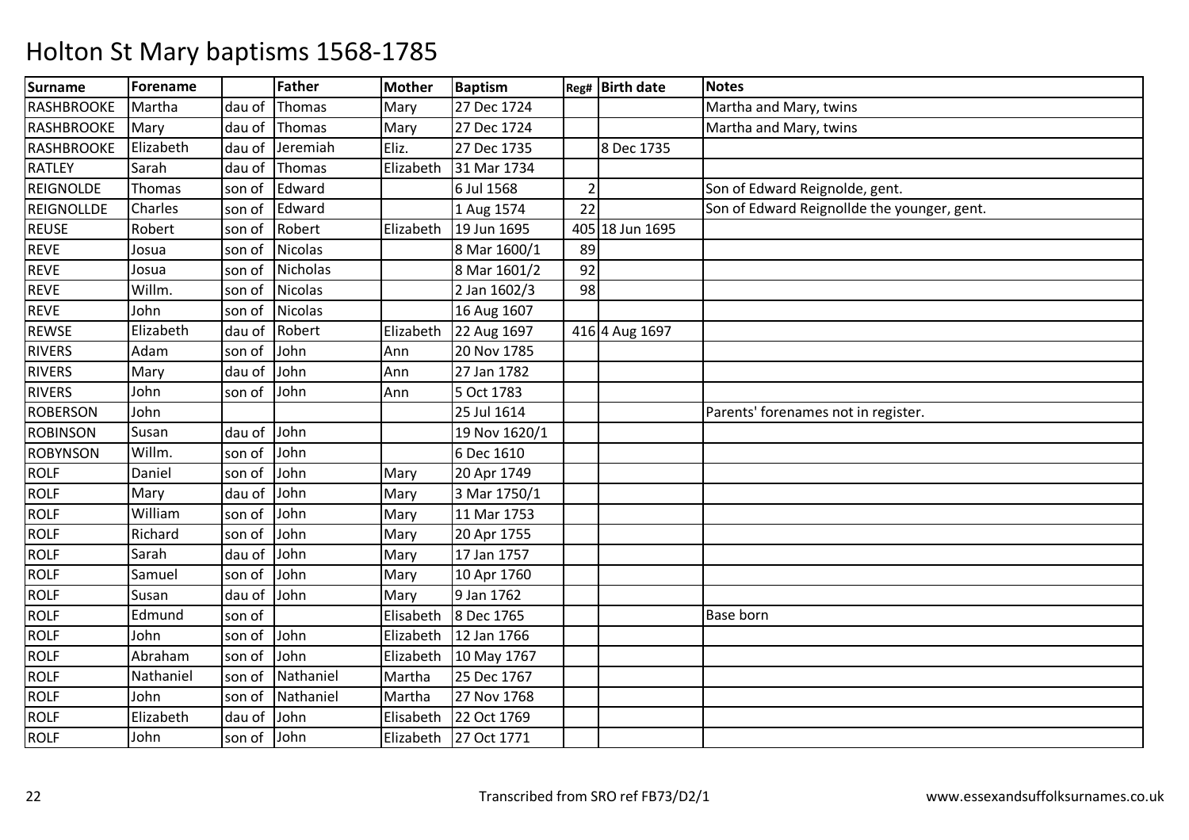# Holton St Mary baptisms 1568-1785

| Surname | Forename | | Father | Mother | Baptism | Reg# | Birth date | Notes |
|---|---|---|---|---|---|---|---|---|
| RASHBROOKE | Martha | dau of | Thomas | Mary | 27 Dec 1724 | | | Martha and Mary, twins |
| RASHBROOKE | Mary | dau of | Thomas | Mary | 27 Dec 1724 | | | Martha and Mary, twins |
| RASHBROOKE | Elizabeth | dau of | Jeremiah | Eliz. | 27 Dec 1735 | | 8 Dec 1735 | |
| RATLEY | Sarah | dau of | Thomas | Elizabeth | 31 Mar 1734 | | | |
| REIGNOLDE | Thomas | son of | Edward | | 6 Jul 1568 | 2 | | Son of Edward Reignolde, gent. |
| REIGNOLLDE | Charles | son of | Edward | | 1 Aug 1574 | 22 | | Son of Edward Reignollde the younger, gent. |
| REUSE | Robert | son of | Robert | Elizabeth | 19 Jun 1695 | 405 | 18 Jun 1695 | |
| REVE | Josua | son of | Nicolas | | 8 Mar 1600/1 | 89 | | |
| REVE | Josua | son of | Nicholas | | 8 Mar 1601/2 | 92 | | |
| REVE | Willm. | son of | Nicolas | | 2 Jan 1602/3 | 98 | | |
| REVE | John | son of | Nicolas | | 16 Aug 1607 | | | |
| REWSE | Elizabeth | dau of | Robert | Elizabeth | 22 Aug 1697 | 416 | 4 Aug 1697 | |
| RIVERS | Adam | son of | John | Ann | 20 Nov 1785 | | | |
| RIVERS | Mary | dau of | John | Ann | 27 Jan 1782 | | | |
| RIVERS | John | son of | John | Ann | 5 Oct 1783 | | | |
| ROBERSON | John | | | | 25 Jul 1614 | | | Parents' forenames not in register. |
| ROBINSON | Susan | dau of | John | | 19 Nov 1620/1 | | | |
| ROBYNSON | Willm. | son of | John | | 6 Dec 1610 | | | |
| ROLF | Daniel | son of | John | Mary | 20 Apr 1749 | | | |
| ROLF | Mary | dau of | John | Mary | 3 Mar 1750/1 | | | |
| ROLF | William | son of | John | Mary | 11 Mar 1753 | | | |
| ROLF | Richard | son of | John | Mary | 20 Apr 1755 | | | |
| ROLF | Sarah | dau of | John | Mary | 17 Jan 1757 | | | |
| ROLF | Samuel | son of | John | Mary | 10 Apr 1760 | | | |
| ROLF | Susan | dau of | John | Mary | 9 Jan 1762 | | | |
| ROLF | Edmund | son of | | Elisabeth | 8 Dec 1765 | | | Base born |
| ROLF | John | son of | John | Elizabeth | 12 Jan 1766 | | | |
| ROLF | Abraham | son of | John | Elizabeth | 10 May 1767 | | | |
| ROLF | Nathaniel | son of | Nathaniel | Martha | 25 Dec 1767 | | | |
| ROLF | John | son of | Nathaniel | Martha | 27 Nov 1768 | | | |
| ROLF | Elizabeth | dau of | John | Elisabeth | 22 Oct 1769 | | | |
| ROLF | John | son of | John | Elizabeth | 27 Oct 1771 | | | |

Transcribed from SRO ref FB73/D2/1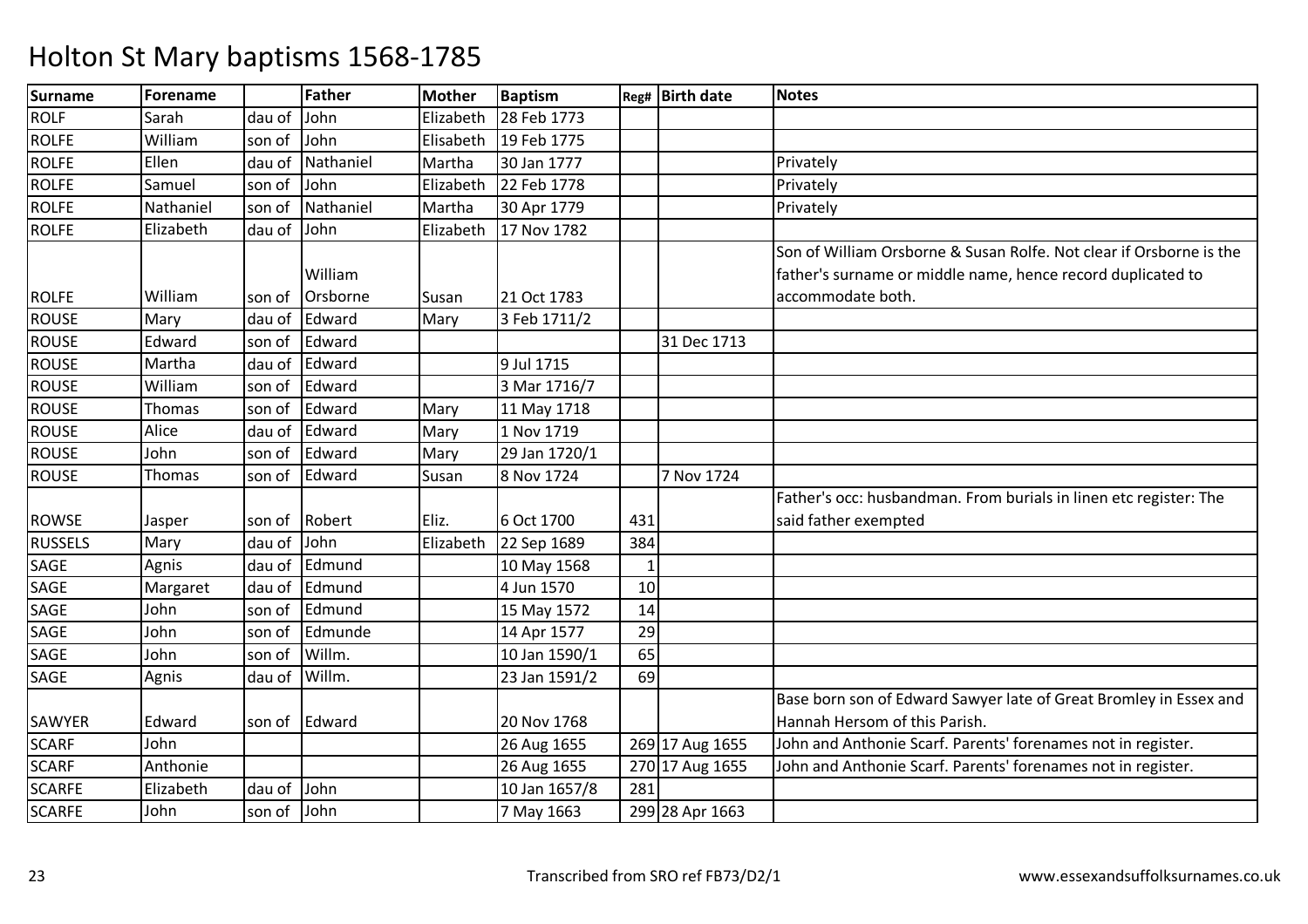# Holton St Mary baptisms 1568-1785

| Surname | Forename | | Father | Mother | Baptism | Reg# | Birth date | Notes |
|---|---|---|---|---|---|---|---|---|
| ROLF | Sarah | dau of | John | Elizabeth | 28 Feb 1773 | | | |
| ROLFE | William | son of | John | Elisabeth | 19 Feb 1775 | | | |
| ROLFE | Ellen | dau of | Nathaniel | Martha | 30 Jan 1777 | | | Privately |
| ROLFE | Samuel | son of | John | Elizabeth | 22 Feb 1778 | | | Privately |
| ROLFE | Nathaniel | son of | Nathaniel | Martha | 30 Apr 1779 | | | Privately |
| ROLFE | Elizabeth | dau of | John | Elizabeth | 17 Nov 1782 | | | |
| ROLFE | William | son of | William Orsborne | Susan | 21 Oct 1783 | | | Son of William Orsborne & Susan Rolfe. Not clear if Orsborne is the father's surname or middle name, hence record duplicated to accommodate both. |
| ROUSE | Mary | dau of | Edward | Mary | 3 Feb 1711/2 | | | |
| ROUSE | Edward | son of | Edward | | | | 31 Dec 1713 | |
| ROUSE | Martha | dau of | Edward | | 9 Jul 1715 | | | |
| ROUSE | William | son of | Edward | | 3 Mar 1716/7 | | | |
| ROUSE | Thomas | son of | Edward | Mary | 11 May 1718 | | | |
| ROUSE | Alice | dau of | Edward | Mary | 1 Nov 1719 | | | |
| ROUSE | John | son of | Edward | Mary | 29 Jan 1720/1 | | | |
| ROUSE | Thomas | son of | Edward | Susan | 8 Nov 1724 | | 7 Nov 1724 | |
| ROWSE | Jasper | son of | Robert | Eliz. | 6 Oct 1700 | 431 | | Father's occ: husbandman. From burials in linen etc register: The said father exempted |
| RUSSELS | Mary | dau of | John | Elizabeth | 22 Sep 1689 | 384 | | |
| SAGE | Agnis | dau of | Edmund | | 10 May 1568 | 1 | | |
| SAGE | Margaret | dau of | Edmund | | 4 Jun 1570 | 10 | | |
| SAGE | John | son of | Edmund | | 15 May 1572 | 14 | | |
| SAGE | John | son of | Edmunde | | 14 Apr 1577 | 29 | | |
| SAGE | John | son of | Willm. | | 10 Jan 1590/1 | 65 | | |
| SAGE | Agnis | dau of | Willm. | | 23 Jan 1591/2 | 69 | | |
| SAWYER | Edward | son of | Edward | | 20 Nov 1768 | | | Base born son of Edward Sawyer late of Great Bromley in Essex and Hannah Hersom of this Parish. |
| SCARF | John | | | | 26 Aug 1655 | 269 | 17 Aug 1655 | John and Anthonie Scarf. Parents' forenames not in register. |
| SCARF | Anthonie | | | | 26 Aug 1655 | 270 | 17 Aug 1655 | John and Anthonie Scarf. Parents' forenames not in register. |
| SCARFE | Elizabeth | dau of | John | | 10 Jan 1657/8 | 281 | | |
| SCARFE | John | son of | John | | 7 May 1663 | 299 | 28 Apr 1663 | |

Transcribed from SRO ref FB73/D2/1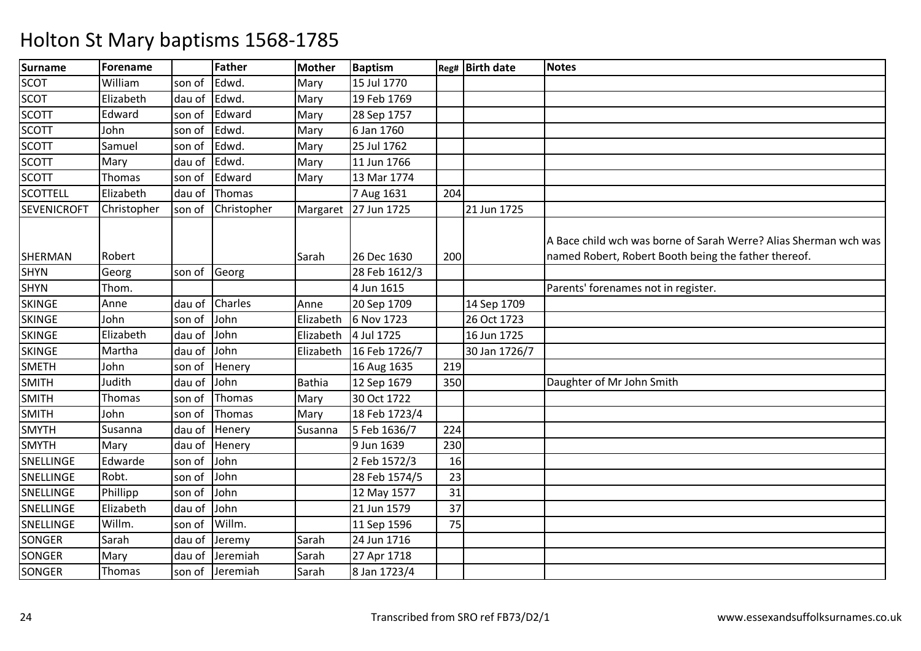# Holton St Mary baptisms 1568-1785

| Surname | Forename | | Father | Mother | Baptism | Reg# | Birth date | Notes |
|---|---|---|---|---|---|---|---|---|
| SCOT | William | son of | Edwd. | Mary | 15 Jul 1770 | | | |
| SCOT | Elizabeth | dau of | Edwd. | Mary | 19 Feb 1769 | | | |
| SCOTT | Edward | son of | Edward | Mary | 28 Sep 1757 | | | |
| SCOTT | John | son of | Edwd. | Mary | 6 Jan 1760 | | | |
| SCOTT | Samuel | son of | Edwd. | Mary | 25 Jul 1762 | | | |
| SCOTT | Mary | dau of | Edwd. | Mary | 11 Jun 1766 | | | |
| SCOTT | Thomas | son of | Edward | Mary | 13 Mar 1774 | | | |
| SCOTTELL | Elizabeth | dau of | Thomas | | 7 Aug 1631 | 204 | | |
| SEVENICROFT | Christopher | son of | Christopher | Margaret | 27 Jun 1725 | | 21 Jun 1725 | |
| SHERMAN | Robert | | | Sarah | 26 Dec 1630 | 200 | | A Bace child wch was borne of Sarah Werre? Alias Sherman wch was named Robert, Robert Booth being the father thereof. |
| SHYN | Georg | son of | Georg | | 28 Feb 1612/3 | | | |
| SHYN | Thom. | | | | 4 Jun 1615 | | | Parents' forenames not in register. |
| SKINGE | Anne | dau of | Charles | Anne | 20 Sep 1709 | | 14 Sep 1709 | |
| SKINGE | John | son of | John | Elizabeth | 6 Nov 1723 | | 26 Oct 1723 | |
| SKINGE | Elizabeth | dau of | John | Elizabeth | 4 Jul 1725 | | 16 Jun 1725 | |
| SKINGE | Martha | dau of | John | Elizabeth | 16 Feb 1726/7 | | 30 Jan 1726/7 | |
| SMETH | John | son of | Henery | | 16 Aug 1635 | 219 | | |
| SMITH | Judith | dau of | John | Bathia | 12 Sep 1679 | 350 | | Daughter of Mr John Smith |
| SMITH | Thomas | son of | Thomas | Mary | 30 Oct 1722 | | | |
| SMITH | John | son of | Thomas | Mary | 18 Feb 1723/4 | | | |
| SMYTH | Susanna | dau of | Henery | Susanna | 5 Feb 1636/7 | 224 | | |
| SMYTH | Mary | dau of | Henery | | 9 Jun 1639 | 230 | | |
| SNELLINGE | Edwarde | son of | John | | 2 Feb 1572/3 | 16 | | |
| SNELLINGE | Robt. | son of | John | | 28 Feb 1574/5 | 23 | | |
| SNELLINGE | Phillipp | son of | John | | 12 May 1577 | 31 | | |
| SNELLINGE | Elizabeth | dau of | John | | 21 Jun 1579 | 37 | | |
| SNELLINGE | Willm. | son of | Willm. | | 11 Sep 1596 | 75 | | |
| SONGER | Sarah | dau of | Jeremy | Sarah | 24 Jun 1716 | | | |
| SONGER | Mary | dau of | Jeremiah | Sarah | 27 Apr 1718 | | | |
| SONGER | Thomas | son of | Jeremiah | Sarah | 8 Jan 1723/4 | | | |

Transcribed from SRO ref FB73/D2/1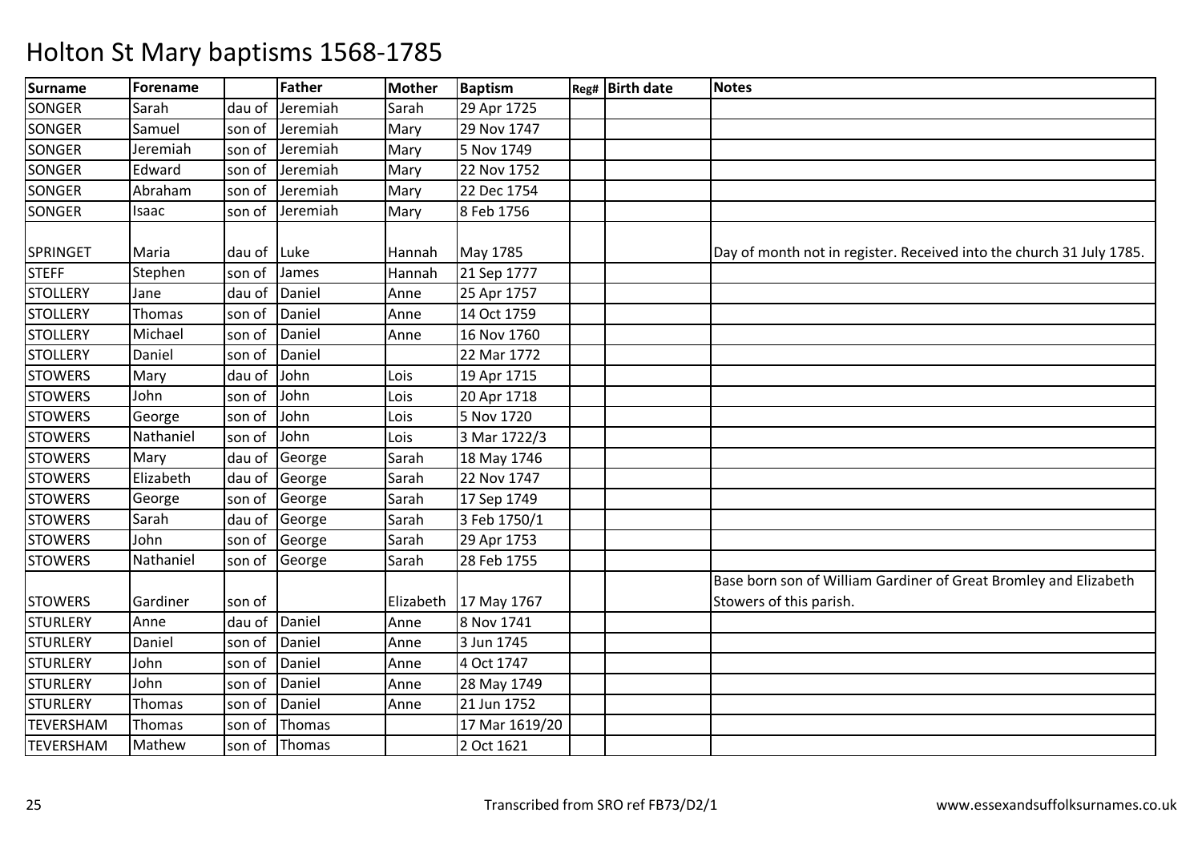# Holton St Mary baptisms 1568-1785

| Surname | Forename | | Father | Mother | Baptism | Reg# | Birth date | Notes |
|---|---|---|---|---|---|---|---|---|
| SONGER | Sarah | dau of | Jeremiah | Sarah | 29 Apr 1725 | | | |
| SONGER | Samuel | son of | Jeremiah | Mary | 29 Nov 1747 | | | |
| SONGER | Jeremiah | son of | Jeremiah | Mary | 5 Nov 1749 | | | |
| SONGER | Edward | son of | Jeremiah | Mary | 22 Nov 1752 | | | |
| SONGER | Abraham | son of | Jeremiah | Mary | 22 Dec 1754 | | | |
| SONGER | Isaac | son of | Jeremiah | Mary | 8 Feb 1756 | | | |
| SPRINGET | Maria | dau of | Luke | Hannah | May 1785 | | | Day of month not in register. Received into the church 31 July 1785. |
| STEFF | Stephen | son of | James | Hannah | 21 Sep 1777 | | | |
| STOLLERY | Jane | dau of | Daniel | Anne | 25 Apr 1757 | | | |
| STOLLERY | Thomas | son of | Daniel | Anne | 14 Oct 1759 | | | |
| STOLLERY | Michael | son of | Daniel | Anne | 16 Nov 1760 | | | |
| STOLLERY | Daniel | son of | Daniel | | 22 Mar 1772 | | | |
| STOWERS | Mary | dau of | John | Lois | 19 Apr 1715 | | | |
| STOWERS | John | son of | John | Lois | 20 Apr 1718 | | | |
| STOWERS | George | son of | John | Lois | 5 Nov 1720 | | | |
| STOWERS | Nathaniel | son of | John | Lois | 3 Mar 1722/3 | | | |
| STOWERS | Mary | dau of | George | Sarah | 18 May 1746 | | | |
| STOWERS | Elizabeth | dau of | George | Sarah | 22 Nov 1747 | | | |
| STOWERS | George | son of | George | Sarah | 17 Sep 1749 | | | |
| STOWERS | Sarah | dau of | George | Sarah | 3 Feb 1750/1 | | | |
| STOWERS | John | son of | George | Sarah | 29 Apr 1753 | | | |
| STOWERS | Nathaniel | son of | George | Sarah | 28 Feb 1755 | | | |
| STOWERS | Gardiner | son of | | Elizabeth | 17 May 1767 | | | Base born son of William Gardiner of Great Bromley and Elizabeth Stowers of this parish. |
| STURLERY | Anne | dau of | Daniel | Anne | 8 Nov 1741 | | | |
| STURLERY | Daniel | son of | Daniel | Anne | 3 Jun 1745 | | | |
| STURLERY | John | son of | Daniel | Anne | 4 Oct 1747 | | | |
| STURLERY | John | son of | Daniel | Anne | 28 May 1749 | | | |
| STURLERY | Thomas | son of | Daniel | Anne | 21 Jun 1752 | | | |
| TEVERSHAM | Thomas | son of | Thomas | | 17 Mar 1619/20 | | | |
| TEVERSHAM | Mathew | son of | Thomas | | 2 Oct 1621 | | | |

Transcribed from SRO ref FB73/D2/1

www.essexandsuffolksurnames.co.uk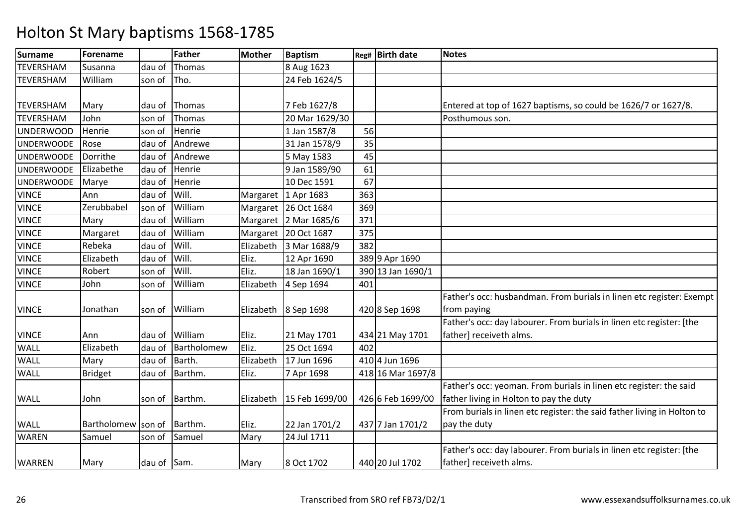# Holton St Mary baptisms 1568-1785

| Surname | Forename | | Father | Mother | Baptism | Reg# | Birth date | Notes |
|---|---|---|---|---|---|---|---|---|
| TEVERSHAM | Susanna | dau of | Thomas | | 8 Aug 1623 | | | |
| TEVERSHAM | William | son of | Tho. | | 24 Feb 1624/5 | | | |
| TEVERSHAM | Mary | dau of | Thomas | | 7 Feb 1627/8 | | | Entered at top of 1627 baptisms, so could be 1626/7 or 1627/8. |
| TEVERSHAM | John | son of | Thomas | | 20 Mar 1629/30 | | | Posthumous son. |
| UNDERWOOD | Henrie | son of | Henrie | | 1 Jan 1587/8 | 56 | | |
| UNDERWOODE | Rose | dau of | Andrewe | | 31 Jan 1578/9 | 35 | | |
| UNDERWOODE | Dorrithe | dau of | Andrewe | | 5 May 1583 | 45 | | |
| UNDERWOODE | Elizabethe | dau of | Henrie | | 9 Jan 1589/90 | 61 | | |
| UNDERWOODE | Marye | dau of | Henrie | | 10 Dec 1591 | 67 | | |
| VINCE | Ann | dau of | Will. | Margaret | 1 Apr 1683 | 363 | | |
| VINCE | Zerubbabel | son of | William | Margaret | 26 Oct 1684 | 369 | | |
| VINCE | Mary | dau of | William | Margaret | 2 Mar 1685/6 | 371 | | |
| VINCE | Margaret | dau of | William | Margaret | 20 Oct 1687 | 375 | | |
| VINCE | Rebeka | dau of | Will. | Elizabeth | 3 Mar 1688/9 | 382 | | |
| VINCE | Elizabeth | dau of | Will. | Eliz. | 12 Apr 1690 | 389 | 9 Apr 1690 | |
| VINCE | Robert | son of | Will. | Eliz. | 18 Jan 1690/1 | 390 | 13 Jan 1690/1 | |
| VINCE | John | son of | William | Elizabeth | 4 Sep 1694 | 401 | | |
| VINCE | Jonathan | son of | William | Elizabeth | 8 Sep 1698 | 420 | 8 Sep 1698 | Father's occ: husbandman. From burials in linen etc register: Exempt from paying |
| VINCE | Ann | dau of | William | Eliz. | 21 May 1701 | 434 | 21 May 1701 | Father's occ: day labourer. From burials in linen etc register: [the father] receiveth alms. |
| WALL | Elizabeth | dau of | Bartholomew | Eliz. | 25 Oct 1694 | 402 | | |
| WALL | Mary | dau of | Barth. | Elizabeth | 17 Jun 1696 | 410 | 4 Jun 1696 | |
| WALL | Bridget | dau of | Barthm. | Eliz. | 7 Apr 1698 | 418 | 16 Mar 1697/8 | |
| WALL | John | son of | Barthm. | Elizabeth | 15 Feb 1699/00 | 426 | 6 Feb 1699/00 | Father's occ: yeoman. From burials in linen etc register: the said father living in Holton to pay the duty |
| WALL | Bartholomew | son of | Barthm. | Eliz. | 22 Jan 1701/2 | 437 | 7 Jan 1701/2 | From burials in linen etc register: the said father living in Holton to pay the duty |
| WAREN | Samuel | son of | Samuel | Mary | 24 Jul 1711 | | | |
| WARREN | Mary | dau of | Sam. | Mary | 8 Oct 1702 | 440 | 20 Jul 1702 | Father's occ: day labourer. From burials in linen etc register: [the father] receiveth alms. |

Transcribed from SRO ref FB73/D2/1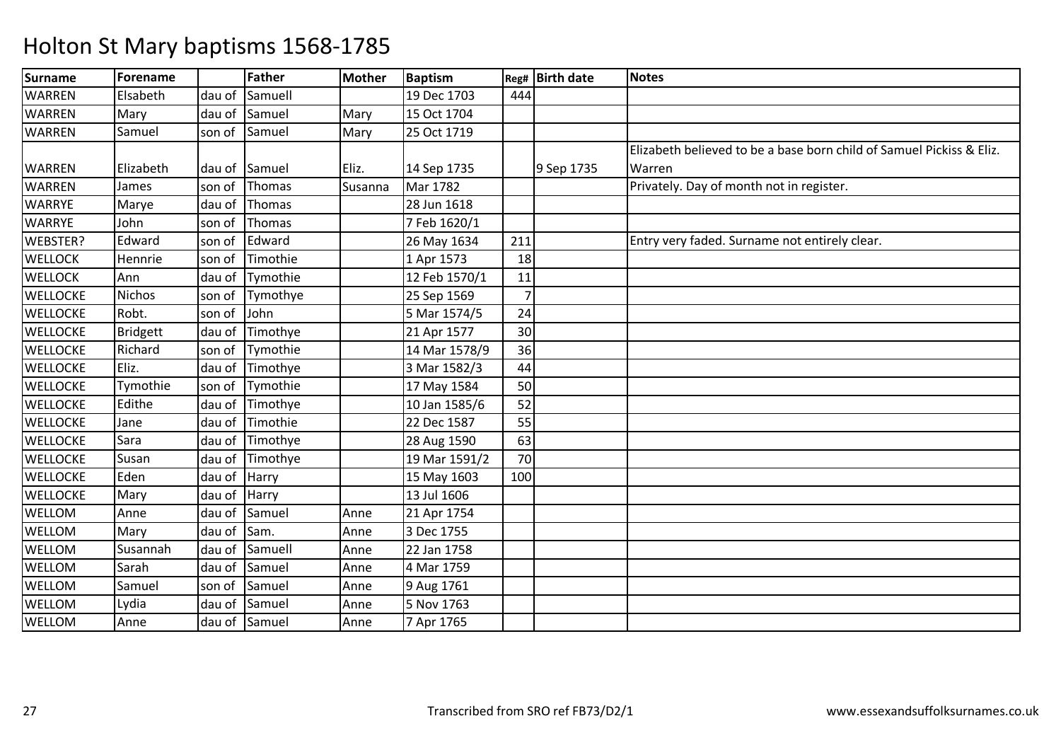# Holton St Mary baptisms 1568-1785

| Surname | Forename | | Father | Mother | Baptism | Reg# | Birth date | Notes |
|---|---|---|---|---|---|---|---|---|
| WARREN | Elsabeth | dau of | Samuell | | 19 Dec 1703 | 444 | | |
| WARREN | Mary | dau of | Samuel | Mary | 15 Oct 1704 | | | |
| WARREN | Samuel | son of | Samuel | Mary | 25 Oct 1719 | | | |
| WARREN | Elizabeth | dau of | Samuel | Eliz. | 14 Sep 1735 | | 9 Sep 1735 | Elizabeth believed to be a base born child of Samuel Pickiss & Eliz. Warren |
| WARREN | James | son of | Thomas | Susanna | Mar 1782 | | | Privately. Day of month not in register. |
| WARRYE | Marye | dau of | Thomas | | 28 Jun 1618 | | | |
| WARRYE | John | son of | Thomas | | 7 Feb 1620/1 | | | |
| WEBSTER? | Edward | son of | Edward | | 26 May 1634 | 211 | | Entry very faded. Surname not entirely clear. |
| WELLOCK | Hennrie | son of | Timothie | | 1 Apr 1573 | 18 | | |
| WELLOCK | Ann | dau of | Tymothie | | 12 Feb 1570/1 | 11 | | |
| WELLOCKE | Nichos | son of | Tymothye | | 25 Sep 1569 | 7 | | |
| WELLOCKE | Robt. | son of | John | | 5 Mar 1574/5 | 24 | | |
| WELLOCKE | Bridgett | dau of | Timothye | | 21 Apr 1577 | 30 | | |
| WELLOCKE | Richard | son of | Tymothie | | 14 Mar 1578/9 | 36 | | |
| WELLOCKE | Eliz. | dau of | Timothye | | 3 Mar 1582/3 | 44 | | |
| WELLOCKE | Tymothie | son of | Tymothie | | 17 May 1584 | 50 | | |
| WELLOCKE | Edithe | dau of | Timothye | | 10 Jan 1585/6 | 52 | | |
| WELLOCKE | Jane | dau of | Timothie | | 22 Dec 1587 | 55 | | |
| WELLOCKE | Sara | dau of | Timothye | | 28 Aug 1590 | 63 | | |
| WELLOCKE | Susan | dau of | Timothye | | 19 Mar 1591/2 | 70 | | |
| WELLOCKE | Eden | dau of | Harry | | 15 May 1603 | 100 | | |
| WELLOCKE | Mary | dau of | Harry | | 13 Jul 1606 | | | |
| WELLOM | Anne | dau of | Samuel | Anne | 21 Apr 1754 | | | |
| WELLOM | Mary | dau of | Sam. | Anne | 3 Dec 1755 | | | |
| WELLOM | Susannah | dau of | Samuell | Anne | 22 Jan 1758 | | | |
| WELLOM | Sarah | dau of | Samuel | Anne | 4 Mar 1759 | | | |
| WELLOM | Samuel | son of | Samuel | Anne | 9 Aug 1761 | | | |
| WELLOM | Lydia | dau of | Samuel | Anne | 5 Nov 1763 | | | |
| WELLOM | Anne | dau of | Samuel | Anne | 7 Apr 1765 | | | |

Transcribed from SRO ref FB73/D2/1 www.essexandsuffolksurnames.co.uk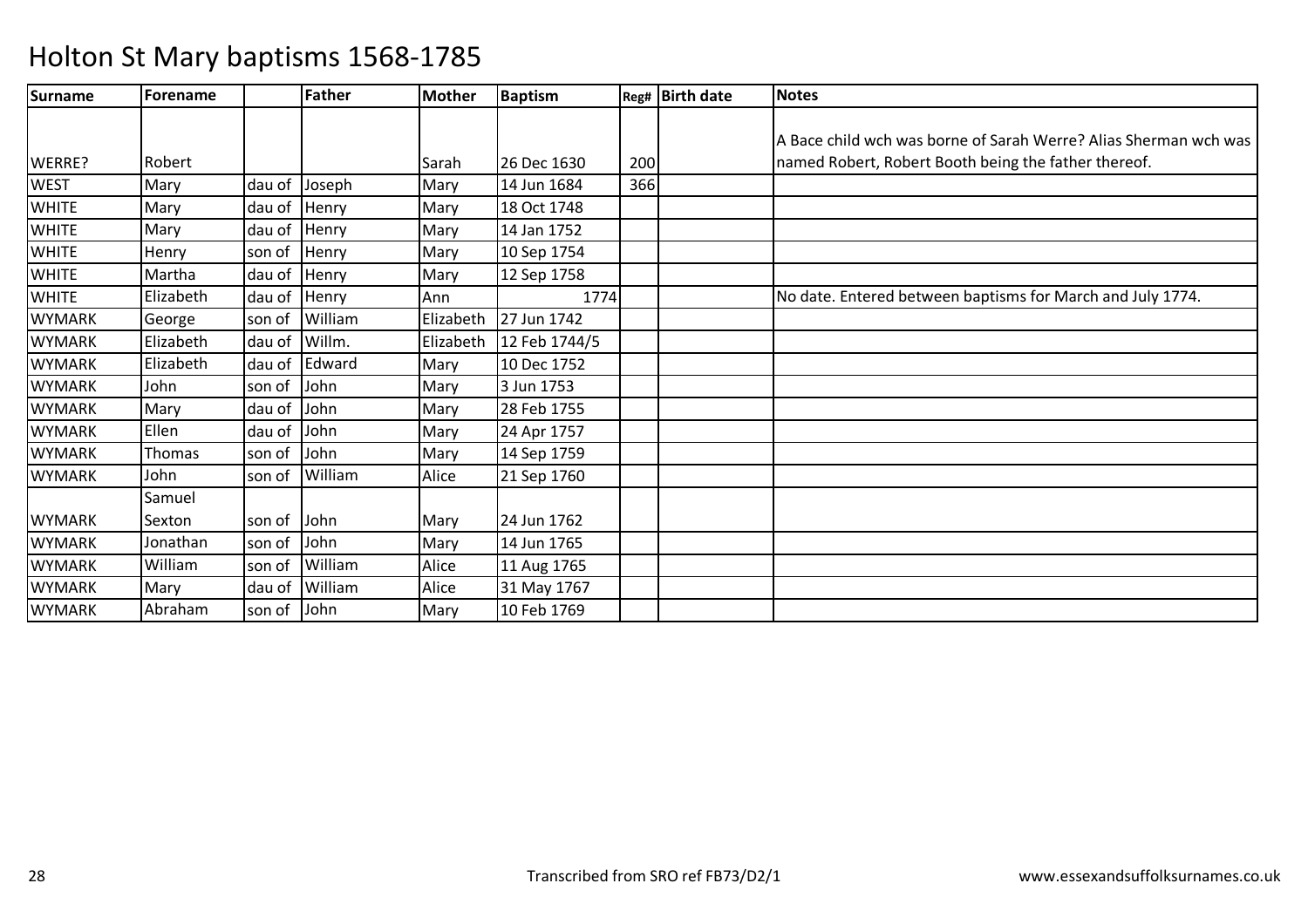# Holton St Mary baptisms 1568-1785

| Surname | Forename | | Father | Mother | Baptism | Reg# | Birth date | Notes |
|---|---|---|---|---|---|---|---|---|
| WERRE? | Robert | | | Sarah | 26 Dec 1630 | 200 | | A Bace child wch was borne of Sarah Werre? Alias Sherman wch was named Robert, Robert Booth being the father thereof. |
| WEST | Mary | dau of | Joseph | Mary | 14 Jun 1684 | 366 | | |
| WHITE | Mary | dau of | Henry | Mary | 18 Oct 1748 | | | |
| WHITE | Mary | dau of | Henry | Mary | 14 Jan 1752 | | | |
| WHITE | Henry | son of | Henry | Mary | 10 Sep 1754 | | | |
| WHITE | Martha | dau of | Henry | Mary | 12 Sep 1758 | | | |
| WHITE | Elizabeth | dau of | Henry | Ann | 1774 | | | No date. Entered between baptisms for March and July 1774. |
| WYMARK | George | son of | William | Elizabeth | 27 Jun 1742 | | | |
| WYMARK | Elizabeth | dau of | Willm. | Elizabeth | 12 Feb 1744/5 | | | |
| WYMARK | Elizabeth | dau of | Edward | Mary | 10 Dec 1752 | | | |
| WYMARK | John | son of | John | Mary | 3 Jun 1753 | | | |
| WYMARK | Mary | dau of | John | Mary | 28 Feb 1755 | | | |
| WYMARK | Ellen | dau of | John | Mary | 24 Apr 1757 | | | |
| WYMARK | Thomas | son of | John | Mary | 14 Sep 1759 | | | |
| WYMARK | John | son of | William | Alice | 21 Sep 1760 | | | |
| WYMARK | Samuel Sexton | son of | John | Mary | 24 Jun 1762 | | | |
| WYMARK | Jonathan | son of | John | Mary | 14 Jun 1765 | | | |
| WYMARK | William | son of | William | Alice | 11 Aug 1765 | | | |
| WYMARK | Mary | dau of | William | Alice | 31 May 1767 | | | |
| WYMARK | Abraham | son of | John | Mary | 10 Feb 1769 | | | |

Transcribed from SRO ref FB73/D2/1

www.essexandsuffolksurnames.co.uk